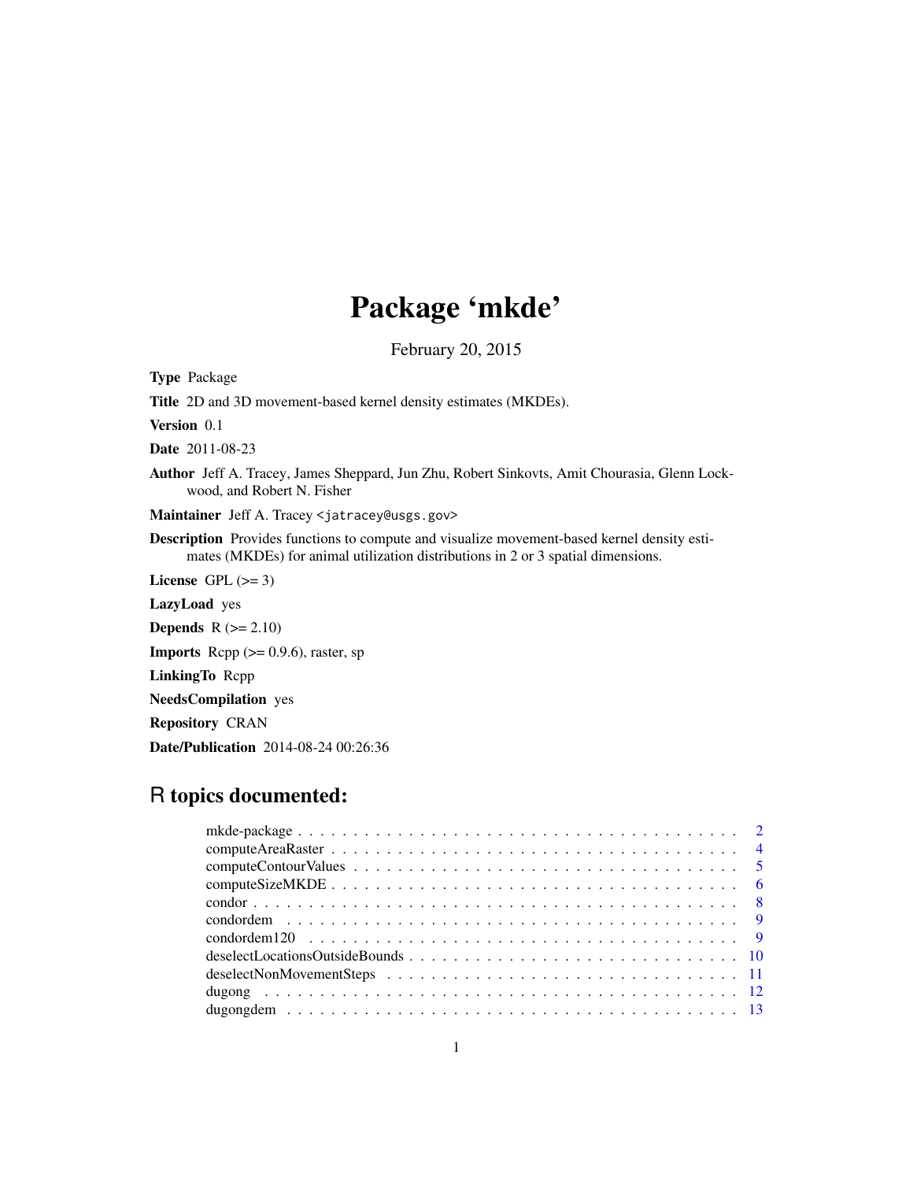# Package 'mkde'

February 20, 2015

**Type** Package

**Title** 2D and 3D movement-based kernel density estimates (MKDEs).

**Version** 0.1

**Date** 2011-08-23

**Author** Jeff A. Tracey, James Sheppard, Jun Zhu, Robert Sinkovts, Amit Chourasia, Glenn Lockwood, and Robert N. Fisher

**Maintainer** Jeff A. Tracey <jatracey@usgs.gov>

**Description** Provides functions to compute and visualize movement-based kernel density estimates (MKDEs) for animal utilization distributions in 2 or 3 spatial dimensions.

**License** GPL (>= 3)

**LazyLoad** yes

**Depends** R (>= 2.10)

**Imports** Rcpp (>= 0.9.6), raster, sp

**LinkingTo** Rcpp

**NeedsCompilation** yes

**Repository** CRAN

**Date/Publication** 2014-08-24 00:26:36

## R topics documented:

| | |
|---|---|
| mkde-package | 2 |
| computeAreaRaster | 4 |
| computeContourValues | 5 |
| computeSizeMKDE | 6 |
| condor | 8 |
| condordem | 9 |
| condordem120 | 9 |
| deselectLocationsOutsideBounds | 10 |
| deselectNonMovementSteps | 11 |
| dugong | 12 |
| dugongdem | 13 |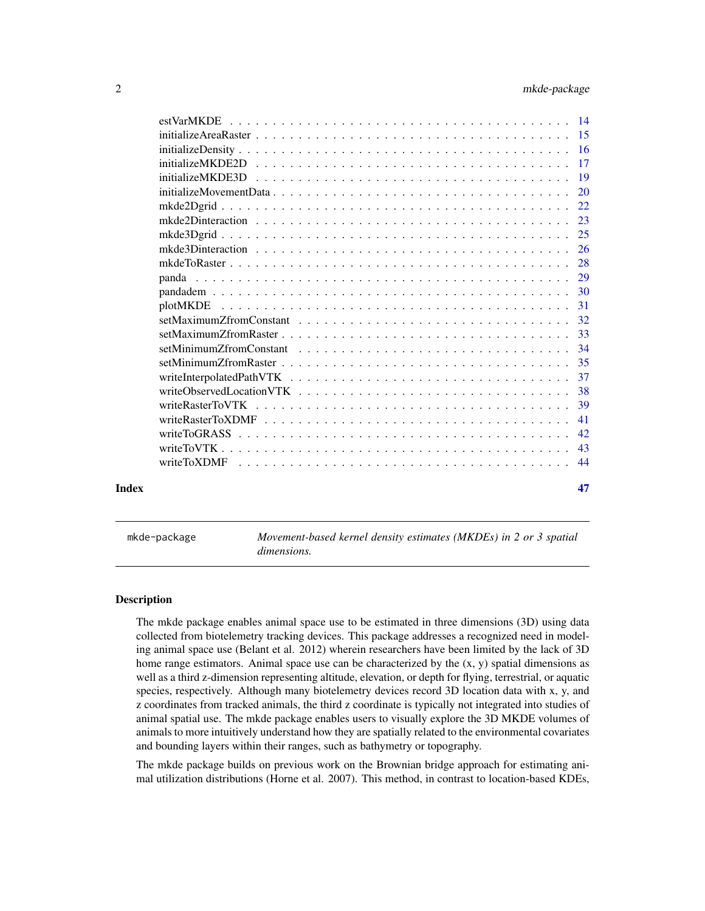| | |
|---|---|
| estVarMKDE | 14 |
| initializeAreaRaster | 15 |
| initializeDensity | 16 |
| initializeMKDE2D | 17 |
| initializeMKDE3D | 19 |
| initializeMovementData | 20 |
| mkde2Dgrid | 22 |
| mkde2Dinteraction | 23 |
| mkde3Dgrid | 25 |
| mkde3Dinteraction | 26 |
| mkdeToRaster | 28 |
| panda | 29 |
| pandadem | 30 |
| plotMKDE | 31 |
| setMaximumZfromConstant | 32 |
| setMaximumZfromRaster | 33 |
| setMinimumZfromConstant | 34 |
| setMinimumZfromRaster | 35 |
| writeInterpolatedPathVTK | 37 |
| writeObservedLocationVTK | 38 |
| writeRasterToVTK | 39 |
| writeRasterToXDMF | 41 |
| writeToGRASS | 42 |
| writeToVTK | 43 |
| writeToXDMF | 44 |

**Index** 47

---

`mkde-package` *Movement-based kernel density estimates (MKDEs) in 2 or 3 spatial dimensions.*

---

## Description

The mkde package enables animal space use to be estimated in three dimensions (3D) using data collected from biotelemetry tracking devices. This package addresses a recognized need in modeling animal space use (Belant et al. 2012) wherein researchers have been limited by the lack of 3D home range estimators. Animal space use can be characterized by the (x, y) spatial dimensions as well as a third z-dimension representing altitude, elevation, or depth for flying, terrestrial, or aquatic species, respectively. Although many biotelemetry devices record 3D location data with x, y, and z coordinates from tracked animals, the third z coordinate is typically not integrated into studies of animal spatial use. The mkde package enables users to visually explore the 3D MKDE volumes of animals to more intuitively understand how they are spatially related to the environmental covariates and bounding layers within their ranges, such as bathymetry or topography.

The mkde package builds on previous work on the Brownian bridge approach for estimating animal utilization distributions (Horne et al. 2007). This method, in contrast to location-based KDEs,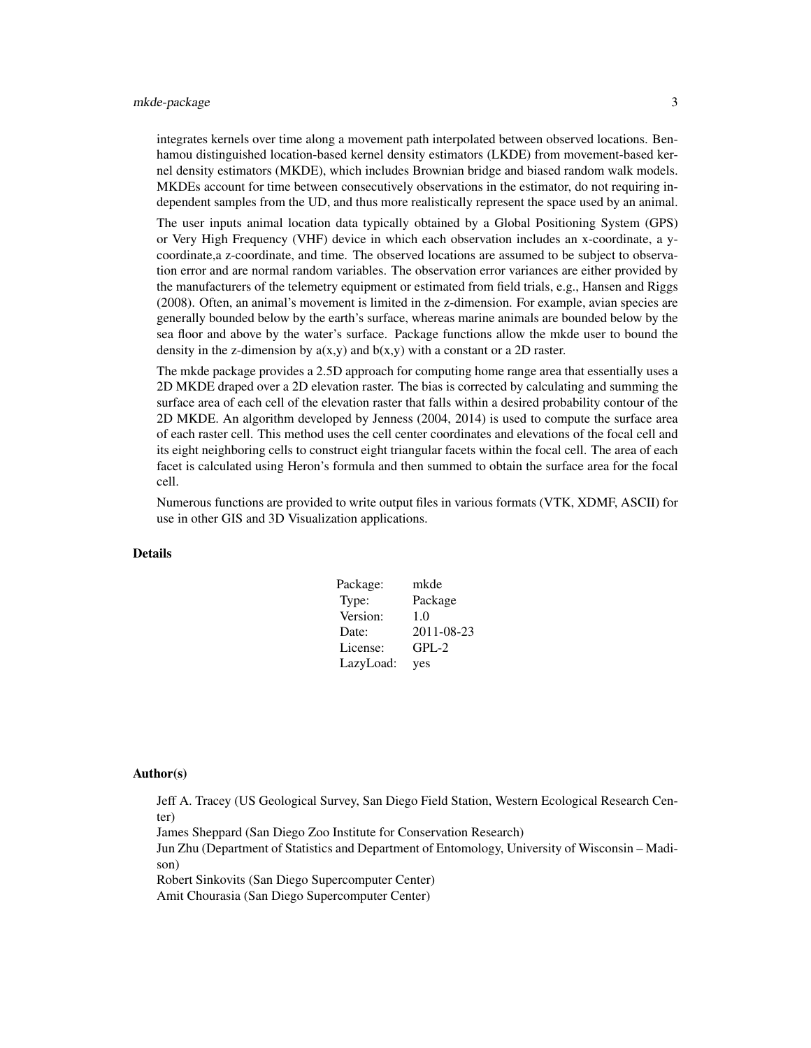integrates kernels over time along a movement path interpolated between observed locations. Benhamou distinguished location-based kernel density estimators (LKDE) from movement-based kernel density estimators (MKDE), which includes Brownian bridge and biased random walk models. MKDEs account for time between consecutively observations in the estimator, do not requiring independent samples from the UD, and thus more realistically represent the space used by an animal.

The user inputs animal location data typically obtained by a Global Positioning System (GPS) or Very High Frequency (VHF) device in which each observation includes an x-coordinate, a y-coordinate,a z-coordinate, and time. The observed locations are assumed to be subject to observation error and are normal random variables. The observation error variances are either provided by the manufacturers of the telemetry equipment or estimated from field trials, e.g., Hansen and Riggs (2008). Often, an animal's movement is limited in the z-dimension. For example, avian species are generally bounded below by the earth's surface, whereas marine animals are bounded below by the sea floor and above by the water's surface. Package functions allow the mkde user to bound the density in the z-dimension by a(x,y) and b(x,y) with a constant or a 2D raster.

The mkde package provides a 2.5D approach for computing home range area that essentially uses a 2D MKDE draped over a 2D elevation raster. The bias is corrected by calculating and summing the surface area of each cell of the elevation raster that falls within a desired probability contour of the 2D MKDE. An algorithm developed by Jenness (2004, 2014) is used to compute the surface area of each raster cell. This method uses the cell center coordinates and elevations of the focal cell and its eight neighboring cells to construct eight triangular facets within the focal cell. The area of each facet is calculated using Heron's formula and then summed to obtain the surface area for the focal cell.

Numerous functions are provided to write output files in various formats (VTK, XDMF, ASCII) for use in other GIS and 3D Visualization applications.

## Details

| | |
|---|---|
| Package: | mkde |
| Type: | Package |
| Version: | 1.0 |
| Date: | 2011-08-23 |
| License: | GPL-2 |
| LazyLoad: | yes |

## Author(s)

Jeff A. Tracey (US Geological Survey, San Diego Field Station, Western Ecological Research Center)
James Sheppard (San Diego Zoo Institute for Conservation Research)
Jun Zhu (Department of Statistics and Department of Entomology, University of Wisconsin – Madison)
Robert Sinkovits (San Diego Supercomputer Center)
Amit Chourasia (San Diego Supercomputer Center)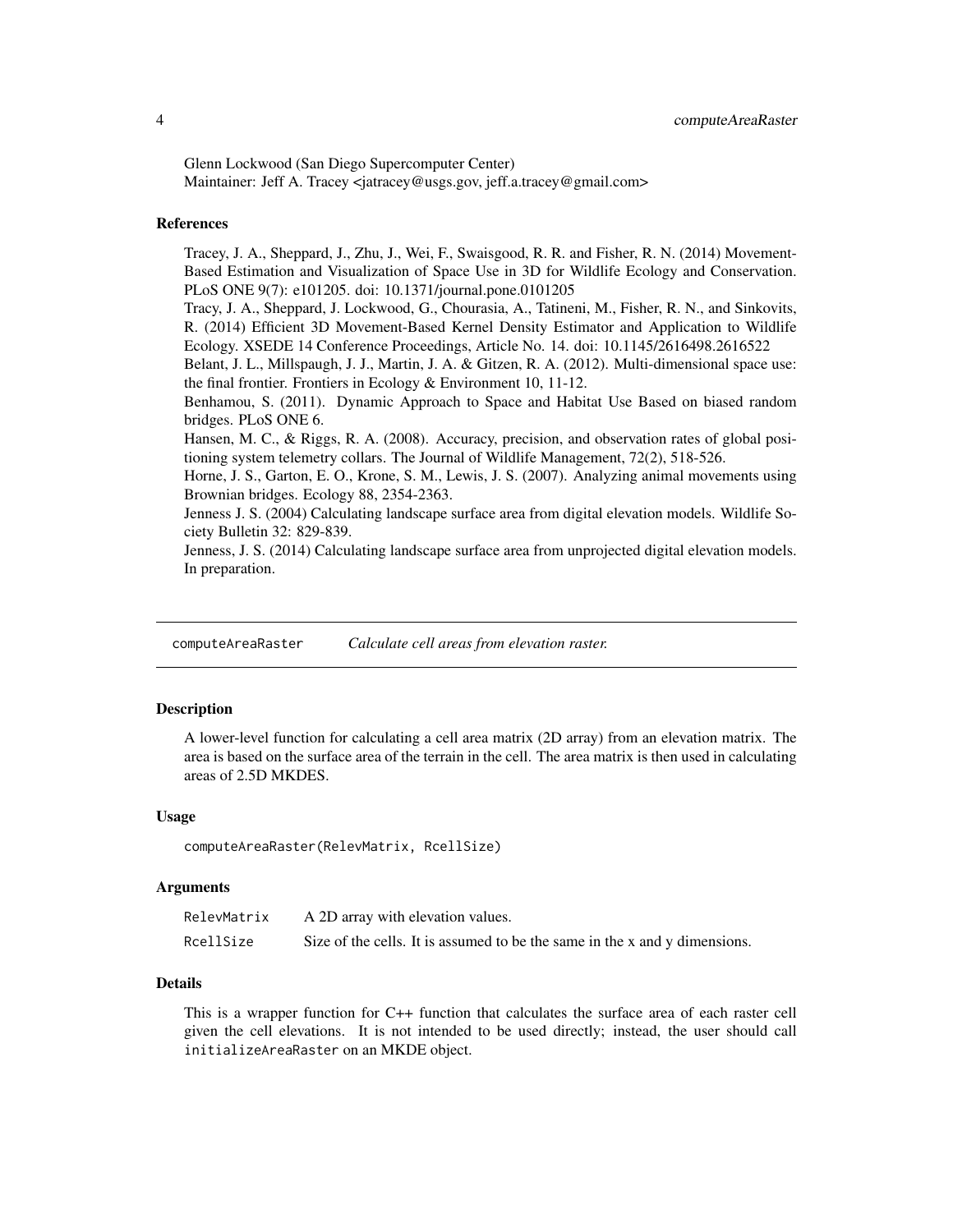Glenn Lockwood (San Diego Supercomputer Center)
Maintainer: Jeff A. Tracey <jatracey@usgs.gov, jeff.a.tracey@gmail.com>

### References

Tracey, J. A., Sheppard, J., Zhu, J., Wei, F., Swaisgood, R. R. and Fisher, R. N. (2014) Movement-Based Estimation and Visualization of Space Use in 3D for Wildlife Ecology and Conservation. PLoS ONE 9(7): e101205. doi: 10.1371/journal.pone.0101205

Tracy, J. A., Sheppard, J. Lockwood, G., Chourasia, A., Tatineni, M., Fisher, R. N., and Sinkovits, R. (2014) Efficient 3D Movement-Based Kernel Density Estimator and Application to Wildlife Ecology. XSEDE 14 Conference Proceedings, Article No. 14. doi: 10.1145/2616498.2616522

Belant, J. L., Millspaugh, J. J., Martin, J. A. & Gitzen, R. A. (2012). Multi-dimensional space use: the final frontier. Frontiers in Ecology & Environment 10, 11-12.

Benhamou, S. (2011). Dynamic Approach to Space and Habitat Use Based on biased random bridges. PLoS ONE 6.

Hansen, M. C., & Riggs, R. A. (2008). Accuracy, precision, and observation rates of global positioning system telemetry collars. The Journal of Wildlife Management, 72(2), 518-526.

Horne, J. S., Garton, E. O., Krone, S. M., Lewis, J. S. (2007). Analyzing animal movements using Brownian bridges. Ecology 88, 2354-2363.

Jenness J. S. (2004) Calculating landscape surface area from digital elevation models. Wildlife Society Bulletin 32: 829-839.

Jenness, J. S. (2014) Calculating landscape surface area from unprojected digital elevation models. In preparation.

---

## computeAreaRaster *Calculate cell areas from elevation raster.*

---

### Description

A lower-level function for calculating a cell area matrix (2D array) from an elevation matrix. The area is based on the surface area of the terrain in the cell. The area matrix is then used in calculating areas of 2.5D MKDES.

### Usage

```
computeAreaRaster(RelevMatrix, RcellSize)
```

### Arguments

| | |
|---|---|
| RelevMatrix | A 2D array with elevation values. |
| RcellSize | Size of the cells. It is assumed to be the same in the x and y dimensions. |

### Details

This is a wrapper function for C++ function that calculates the surface area of each raster cell given the cell elevations. It is not intended to be used directly; instead, the user should call `initializeAreaRaster` on an MKDE object.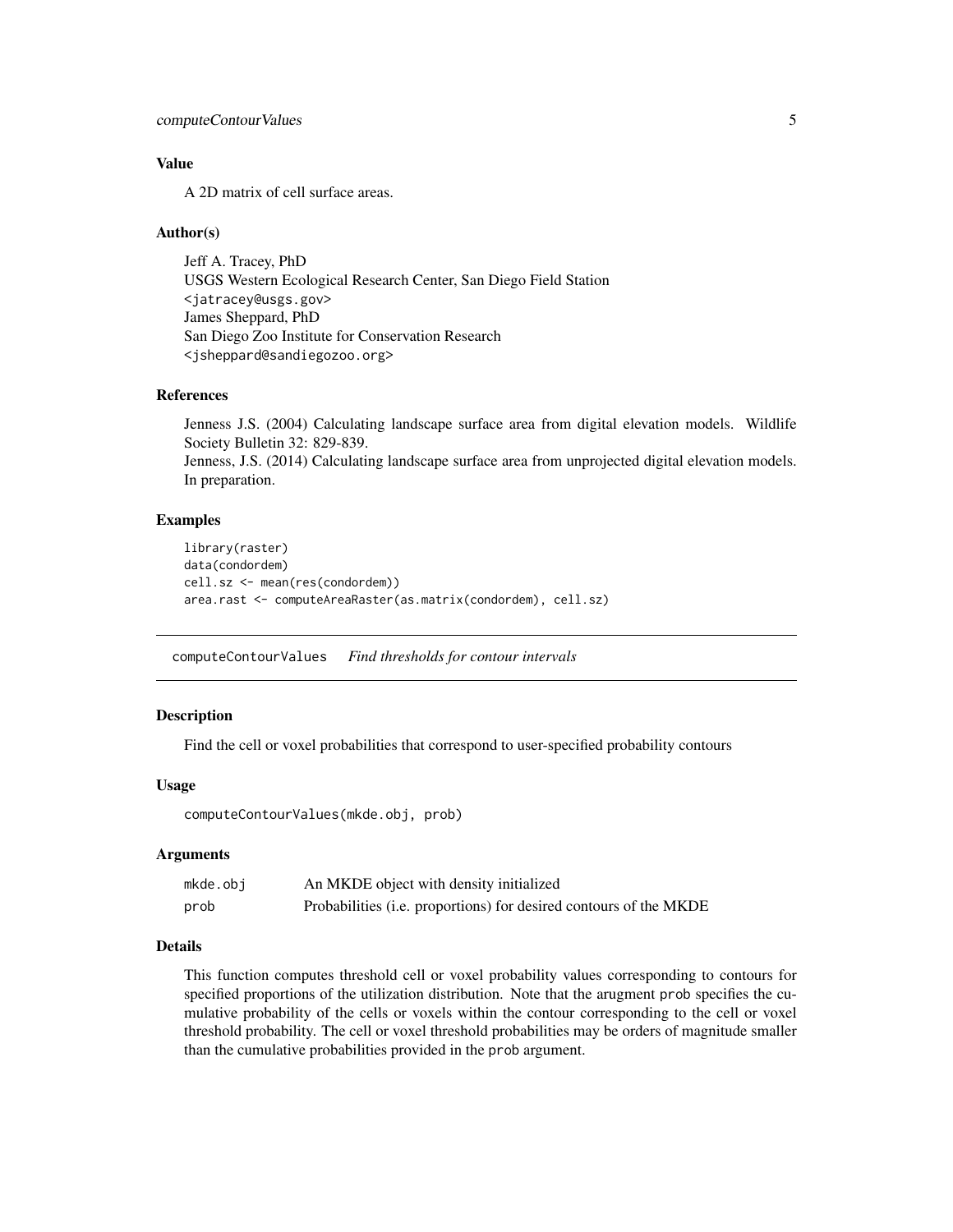### Value

A 2D matrix of cell surface areas.

### Author(s)

Jeff A. Tracey, PhD
USGS Western Ecological Research Center, San Diego Field Station
`<jatracey@usgs.gov>`
James Sheppard, PhD
San Diego Zoo Institute for Conservation Research
`<jsheppard@sandiegozoo.org>`

### References

Jenness J.S. (2004) Calculating landscape surface area from digital elevation models. Wildlife Society Bulletin 32: 829-839.
Jenness, J.S. (2014) Calculating landscape surface area from unprojected digital elevation models. In preparation.

### Examples

```
library(raster)
data(condordem)
cell.sz <- mean(res(condordem))
area.rast <- computeAreaRaster(as.matrix(condordem), cell.sz)
```

---

## computeContourValues    *Find thresholds for contour intervals*

---

### Description

Find the cell or voxel probabilities that correspond to user-specified probability contours

### Usage

```
computeContourValues(mkde.obj, prob)
```

### Arguments

| | |
|---|---|
| `mkde.obj` | An MKDE object with density initialized |
| `prob` | Probabilities (i.e. proportions) for desired contours of the MKDE |

### Details

This function computes threshold cell or voxel probability values corresponding to contours for specified proportions of the utilization distribution. Note that the arugment `prob` specifies the cumulative probability of the cells or voxels within the contour corresponding to the cell or voxel threshold probability. The cell or voxel threshold probabilities may be orders of magnitude smaller than the cumulative probabilities provided in the `prob` argument.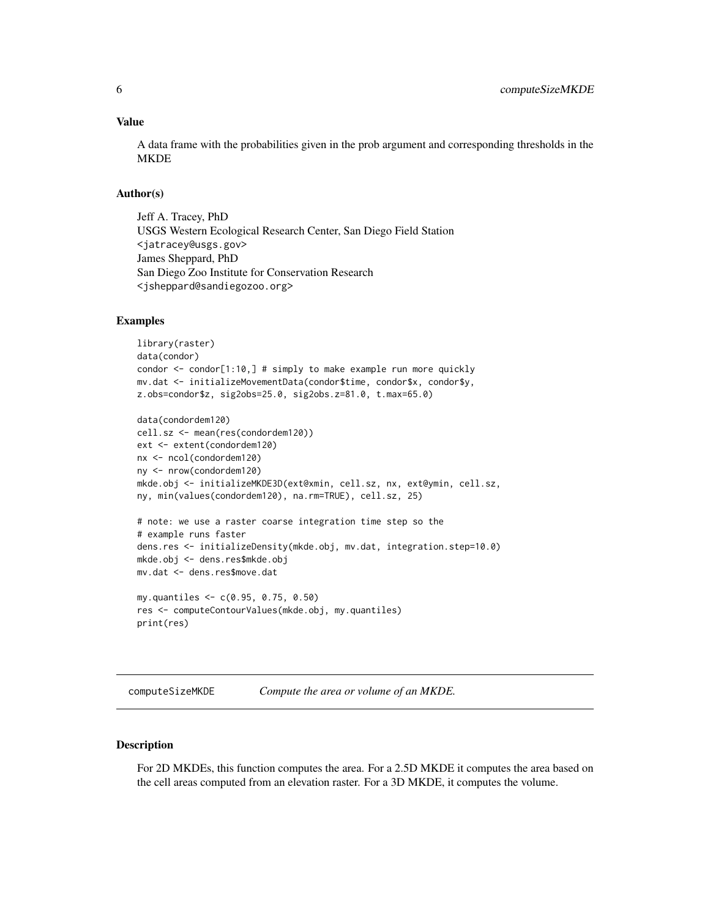### Value

A data frame with the probabilities given in the prob argument and corresponding thresholds in the MKDE

### Author(s)

Jeff A. Tracey, PhD
USGS Western Ecological Research Center, San Diego Field Station
<jatracey@usgs.gov>
James Sheppard, PhD
San Diego Zoo Institute for Conservation Research
<jsheppard@sandiegozoo.org>

### Examples

```
library(raster)
data(condor)
condor <- condor[1:10,] # simply to make example run more quickly
mv.dat <- initializeMovementData(condor$time, condor$x, condor$y,
z.obs=condor$z, sig2obs=25.0, sig2obs.z=81.0, t.max=65.0)

data(condordem120)
cell.sz <- mean(res(condordem120))
ext <- extent(condordem120)
nx <- ncol(condordem120)
ny <- nrow(condordem120)
mkde.obj <- initializeMKDE3D(ext@xmin, cell.sz, nx, ext@ymin, cell.sz,
ny, min(values(condordem120), na.rm=TRUE), cell.sz, 25)

# note: we use a raster coarse integration time step so the
# example runs faster
dens.res <- initializeDensity(mkde.obj, mv.dat, integration.step=10.0)
mkde.obj <- dens.res$mkde.obj
mv.dat <- dens.res$move.dat

my.quantiles <- c(0.95, 0.75, 0.50)
res <- computeContourValues(mkde.obj, my.quantiles)
print(res)
```

---

## computeSizeMKDE — *Compute the area or volume of an MKDE.*

---

### Description

For 2D MKDEs, this function computes the area. For a 2.5D MKDE it computes the area based on the cell areas computed from an elevation raster. For a 3D MKDE, it computes the volume.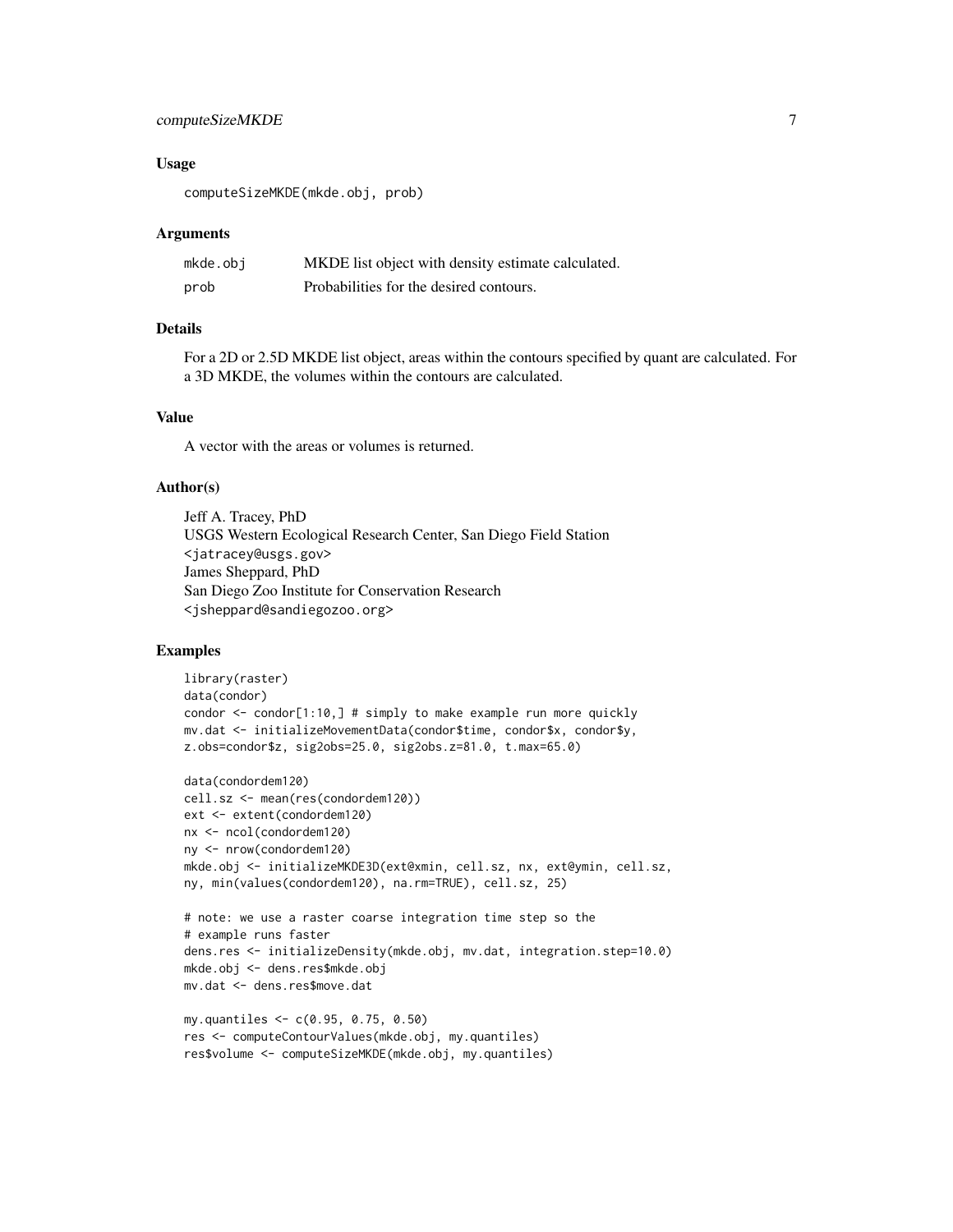### Usage

```
computeSizeMKDE(mkde.obj, prob)
```

### Arguments

| | |
|---|---|
| mkde.obj | MKDE list object with density estimate calculated. |
| prob | Probabilities for the desired contours. |

### Details

For a 2D or 2.5D MKDE list object, areas within the contours specified by quant are calculated. For a 3D MKDE, the volumes within the contours are calculated.

### Value

A vector with the areas or volumes is returned.

### Author(s)

Jeff A. Tracey, PhD
USGS Western Ecological Research Center, San Diego Field Station
<jatracey@usgs.gov>
James Sheppard, PhD
San Diego Zoo Institute for Conservation Research
<jsheppard@sandiegozoo.org>

### Examples

```
library(raster)
data(condor)
condor <- condor[1:10,] # simply to make example run more quickly
mv.dat <- initializeMovementData(condor$time, condor$x, condor$y,
z.obs=condor$z, sig2obs=25.0, sig2obs.z=81.0, t.max=65.0)

data(condordem120)
cell.sz <- mean(res(condordem120))
ext <- extent(condordem120)
nx <- ncol(condordem120)
ny <- nrow(condordem120)
mkde.obj <- initializeMKDE3D(ext@xmin, cell.sz, nx, ext@ymin, cell.sz,
ny, min(values(condordem120), na.rm=TRUE), cell.sz, 25)

# note: we use a raster coarse integration time step so the
# example runs faster
dens.res <- initializeDensity(mkde.obj, mv.dat, integration.step=10.0)
mkde.obj <- dens.res$mkde.obj
mv.dat <- dens.res$move.dat

my.quantiles <- c(0.95, 0.75, 0.50)
res <- computeContourValues(mkde.obj, my.quantiles)
res$volume <- computeSizeMKDE(mkde.obj, my.quantiles)
```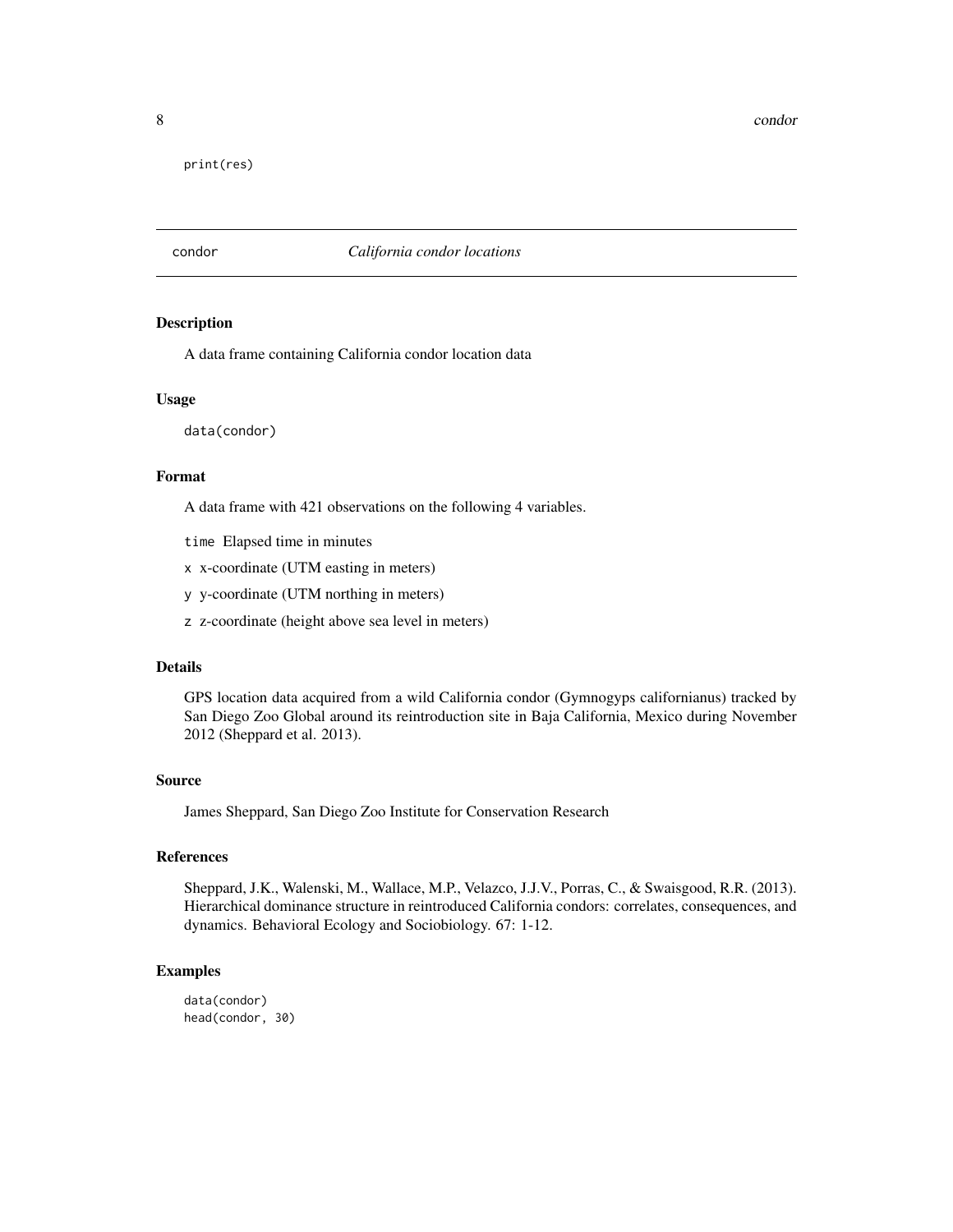```
print(res)
```

## condor *California condor locations*

### Description

A data frame containing California condor location data

### Usage

```
data(condor)
```

### Format

A data frame with 421 observations on the following 4 variables.

- `time` Elapsed time in minutes
- `x` x-coordinate (UTM easting in meters)
- `y` y-coordinate (UTM northing in meters)
- `z` z-coordinate (height above sea level in meters)

### Details

GPS location data acquired from a wild California condor (Gymnogyps californianus) tracked by San Diego Zoo Global around its reintroduction site in Baja California, Mexico during November 2012 (Sheppard et al. 2013).

### Source

James Sheppard, San Diego Zoo Institute for Conservation Research

### References

Sheppard, J.K., Walenski, M., Wallace, M.P., Velazco, J.J.V., Porras, C., & Swaisgood, R.R. (2013). Hierarchical dominance structure in reintroduced California condors: correlates, consequences, and dynamics. Behavioral Ecology and Sociobiology. 67: 1-12.

### Examples

```
data(condor)
head(condor, 30)
```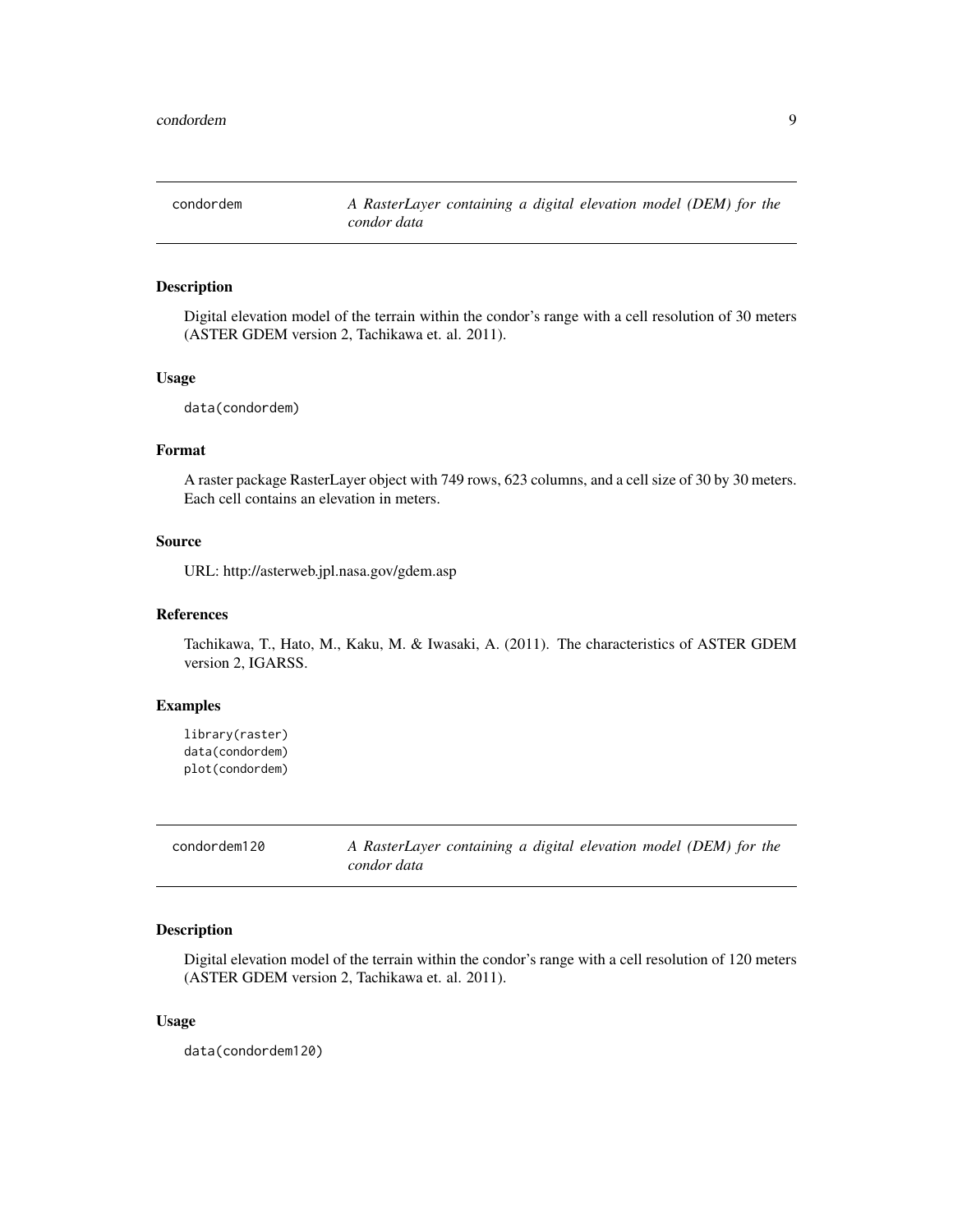## condordem — *A RasterLayer containing a digital elevation model (DEM) for the condor data*

### Description

Digital elevation model of the terrain within the condor's range with a cell resolution of 30 meters (ASTER GDEM version 2, Tachikawa et. al. 2011).

### Usage

```
data(condordem)
```

### Format

A raster package RasterLayer object with 749 rows, 623 columns, and a cell size of 30 by 30 meters. Each cell contains an elevation in meters.

### Source

URL: http://asterweb.jpl.nasa.gov/gdem.asp

### References

Tachikawa, T., Hato, M., Kaku, M. & Iwasaki, A. (2011). The characteristics of ASTER GDEM version 2, IGARSS.

### Examples

```
library(raster)
data(condordem)
plot(condordem)
```

## condordem120 — *A RasterLayer containing a digital elevation model (DEM) for the condor data*

### Description

Digital elevation model of the terrain within the condor's range with a cell resolution of 120 meters (ASTER GDEM version 2, Tachikawa et. al. 2011).

### Usage

```
data(condordem120)
```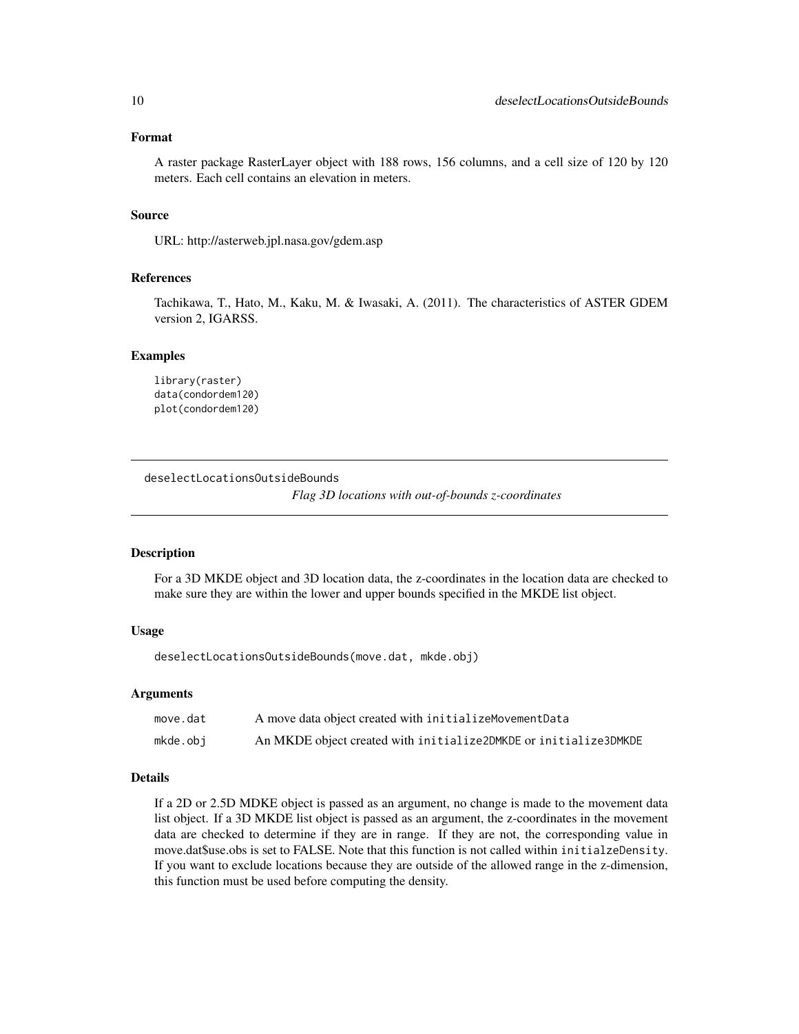## Format

A raster package RasterLayer object with 188 rows, 156 columns, and a cell size of 120 by 120 meters. Each cell contains an elevation in meters.

## Source

URL: http://asterweb.jpl.nasa.gov/gdem.asp

## References

Tachikawa, T., Hato, M., Kaku, M. & Iwasaki, A. (2011). The characteristics of ASTER GDEM version 2, IGARSS.

## Examples

```
library(raster)
data(condordem120)
plot(condordem120)
```

---

# deselectLocationsOutsideBounds

*Flag 3D locations with out-of-bounds z-coordinates*

---

## Description

For a 3D MKDE object and 3D location data, the z-coordinates in the location data are checked to make sure they are within the lower and upper bounds specified in the MKDE list object.

## Usage

```
deselectLocationsOutsideBounds(move.dat, mkde.obj)
```

## Arguments

| | |
|---|---|
| move.dat | A move data object created with `initializeMovementData` |
| mkde.obj | An MKDE object created with `initialize2DMKDE` or `initialize3DMKDE` |

## Details

If a 2D or 2.5D MDKE object is passed as an argument, no change is made to the movement data list object. If a 3D MKDE list object is passed as an argument, the z-coordinates in the movement data are checked to determine if they are in range. If they are not, the corresponding value in move.dat$use.obs is set to FALSE. Note that this function is not called within `initialzeDensity`. If you want to exclude locations because they are outside of the allowed range in the z-dimension, this function must be used before computing the density.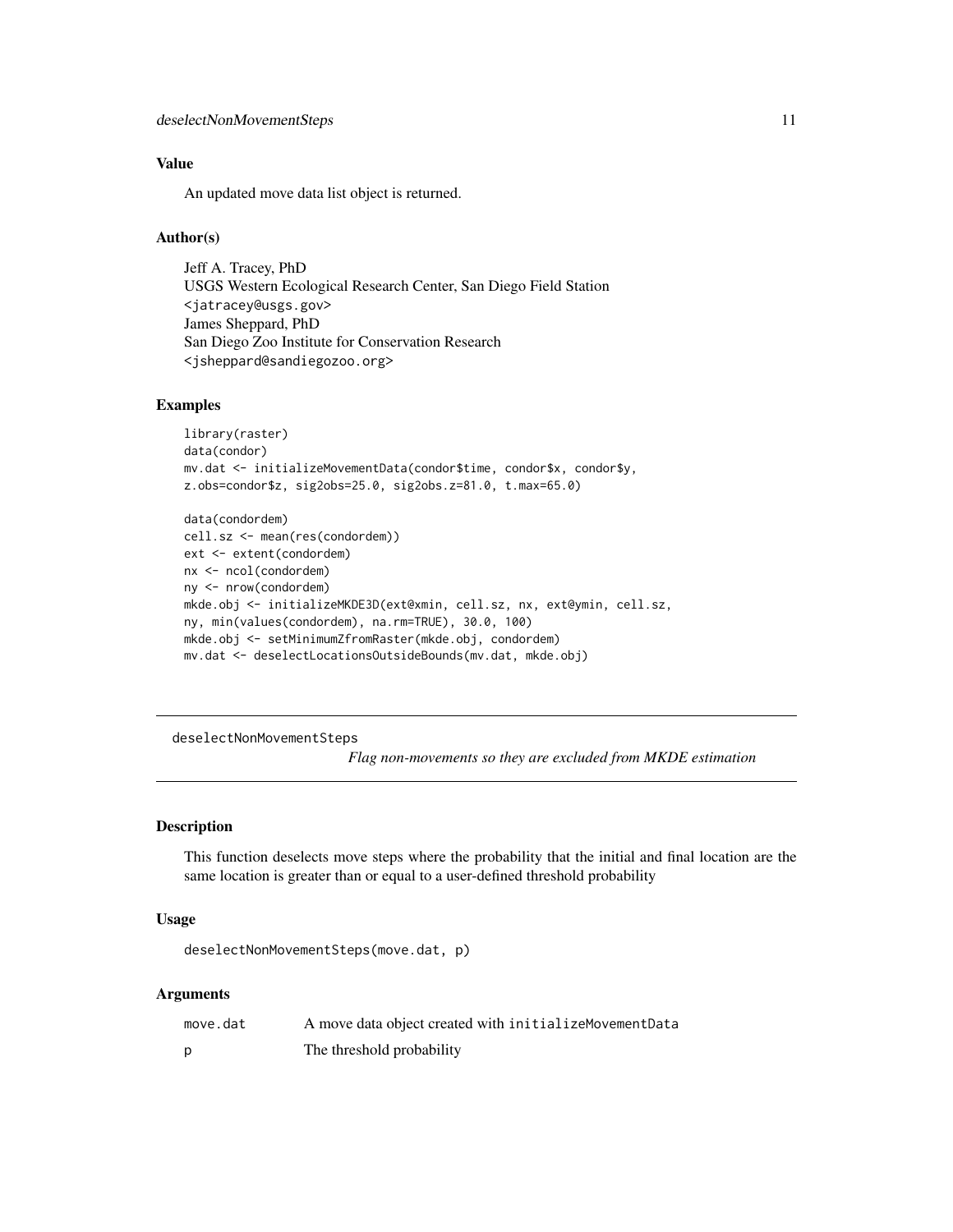### Value

An updated move data list object is returned.

### Author(s)

Jeff A. Tracey, PhD
USGS Western Ecological Research Center, San Diego Field Station
<jatracey@usgs.gov>
James Sheppard, PhD
San Diego Zoo Institute for Conservation Research
<jsheppard@sandiegozoo.org>

### Examples

```
library(raster)
data(condor)
mv.dat <- initializeMovementData(condor$time, condor$x, condor$y,
z.obs=condor$z, sig2obs=25.0, sig2obs.z=81.0, t.max=65.0)

data(condordem)
cell.sz <- mean(res(condordem))
ext <- extent(condordem)
nx <- ncol(condordem)
ny <- nrow(condordem)
mkde.obj <- initializeMKDE3D(ext@xmin, cell.sz, nx, ext@ymin, cell.sz,
ny, min(values(condordem), na.rm=TRUE), 30.0, 100)
mkde.obj <- setMinimumZfromRaster(mkde.obj, condordem)
mv.dat <- deselectLocationsOutsideBounds(mv.dat, mkde.obj)
```

---

## deselectNonMovementSteps

*Flag non-movements so they are excluded from MKDE estimation*

---

### Description

This function deselects move steps where the probability that the initial and final location are the same location is greater than or equal to a user-defined threshold probability

### Usage

```
deselectNonMovementSteps(move.dat, p)
```

### Arguments

| | |
|---|---|
| move.dat | A move data object created with initializeMovementData |
| p | The threshold probability |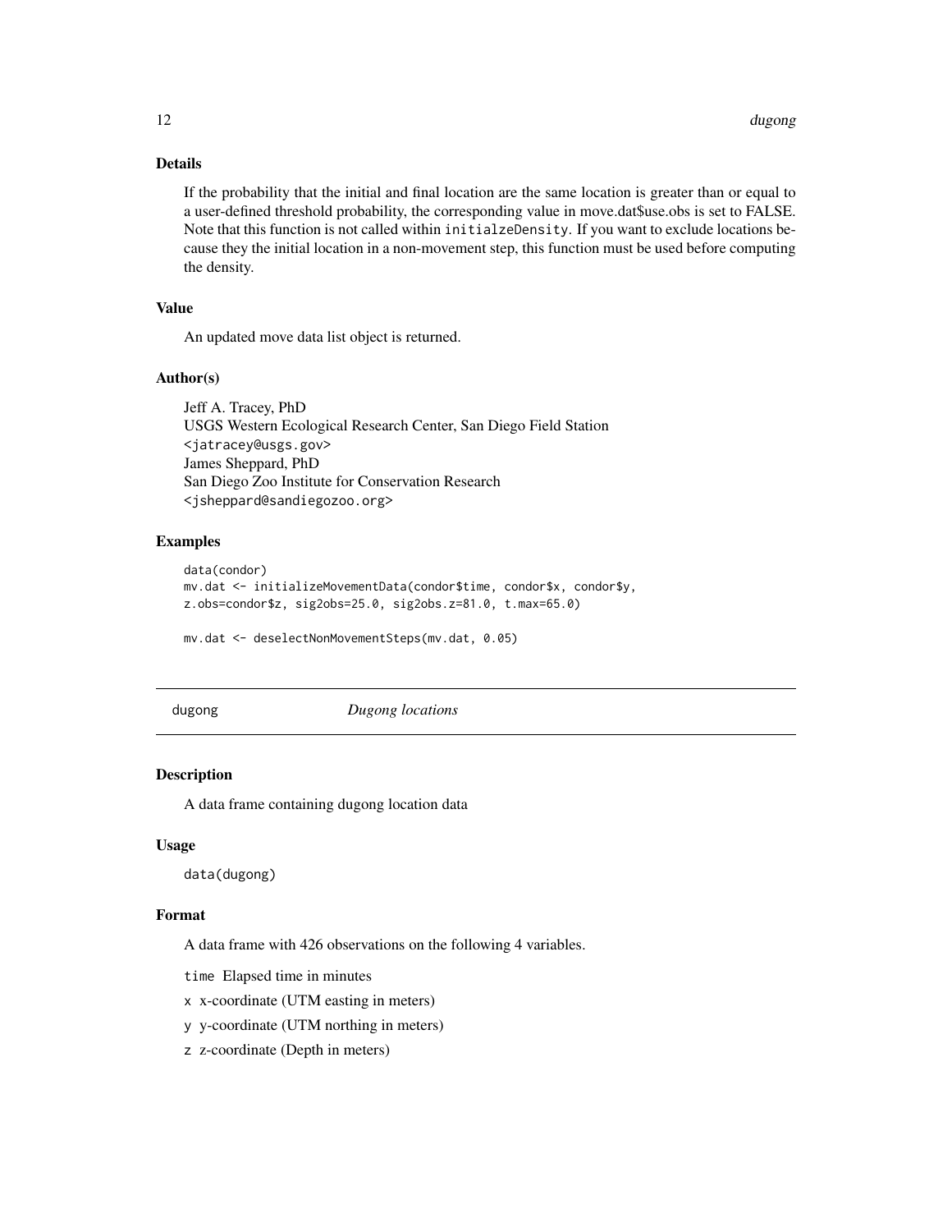### Details

If the probability that the initial and final location are the same location is greater than or equal to a user-defined threshold probability, the corresponding value in move.dat$use.obs is set to FALSE. Note that this function is not called within `initialzeDensity`. If you want to exclude locations because they the initial location in a non-movement step, this function must be used before computing the density.

### Value

An updated move data list object is returned.

### Author(s)

Jeff A. Tracey, PhD
USGS Western Ecological Research Center, San Diego Field Station
<jatracey@usgs.gov>
James Sheppard, PhD
San Diego Zoo Institute for Conservation Research
<jsheppard@sandiegozoo.org>

### Examples

```
data(condor)
mv.dat <- initializeMovementData(condor$time, condor$x, condor$y,
z.obs=condor$z, sig2obs=25.0, sig2obs.z=81.0, t.max=65.0)

mv.dat <- deselectNonMovementSteps(mv.dat, 0.05)
```

---

## dugong — *Dugong locations*

### Description

A data frame containing dugong location data

### Usage

```
data(dugong)
```

### Format

A data frame with 426 observations on the following 4 variables.

- `time` Elapsed time in minutes
- `x` x-coordinate (UTM easting in meters)
- `y` y-coordinate (UTM northing in meters)
- `z` z-coordinate (Depth in meters)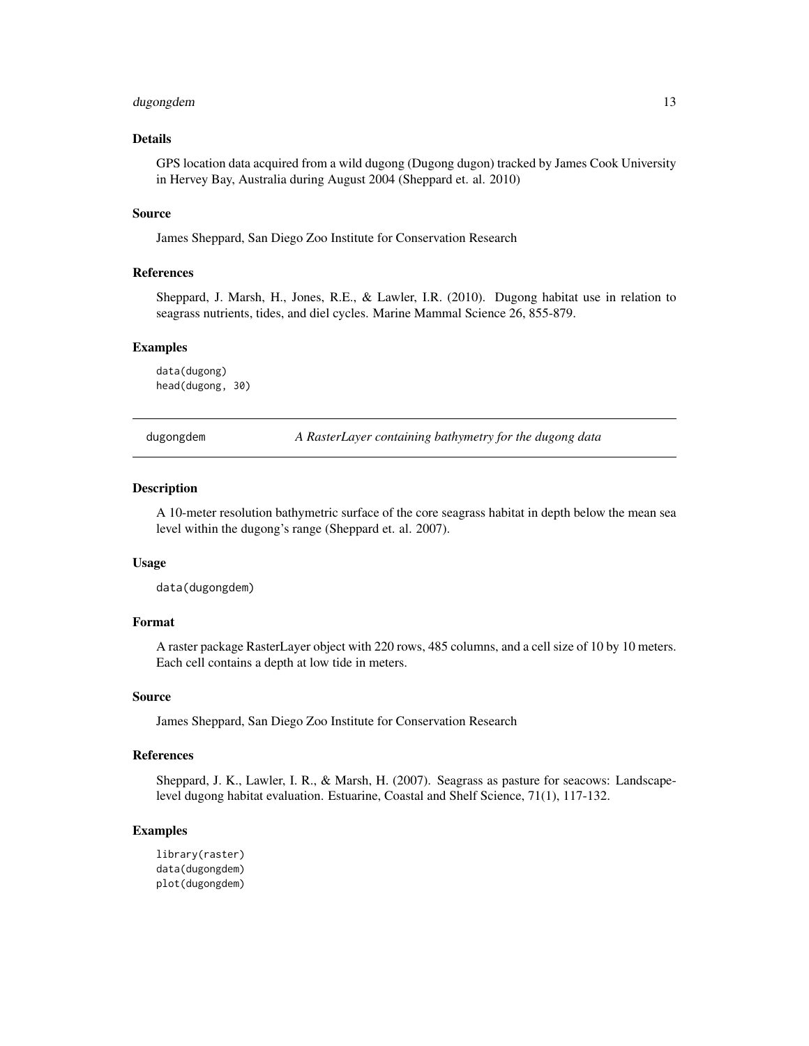### Details

GPS location data acquired from a wild dugong (Dugong dugon) tracked by James Cook University in Hervey Bay, Australia during August 2004 (Sheppard et. al. 2010)

### Source

James Sheppard, San Diego Zoo Institute for Conservation Research

### References

Sheppard, J. Marsh, H., Jones, R.E., & Lawler, I.R. (2010). Dugong habitat use in relation to seagrass nutrients, tides, and diel cycles. Marine Mammal Science 26, 855-879.

### Examples

```
data(dugong)
head(dugong, 30)
```

---

## dugongdem — *A RasterLayer containing bathymetry for the dugong data*

### Description

A 10-meter resolution bathymetric surface of the core seagrass habitat in depth below the mean sea level within the dugong's range (Sheppard et. al. 2007).

### Usage

```
data(dugongdem)
```

### Format

A raster package RasterLayer object with 220 rows, 485 columns, and a cell size of 10 by 10 meters. Each cell contains a depth at low tide in meters.

### Source

James Sheppard, San Diego Zoo Institute for Conservation Research

### References

Sheppard, J. K., Lawler, I. R., & Marsh, H. (2007). Seagrass as pasture for seacows: Landscape-level dugong habitat evaluation. Estuarine, Coastal and Shelf Science, 71(1), 117-132.

### Examples

```
library(raster)
data(dugongdem)
plot(dugongdem)
```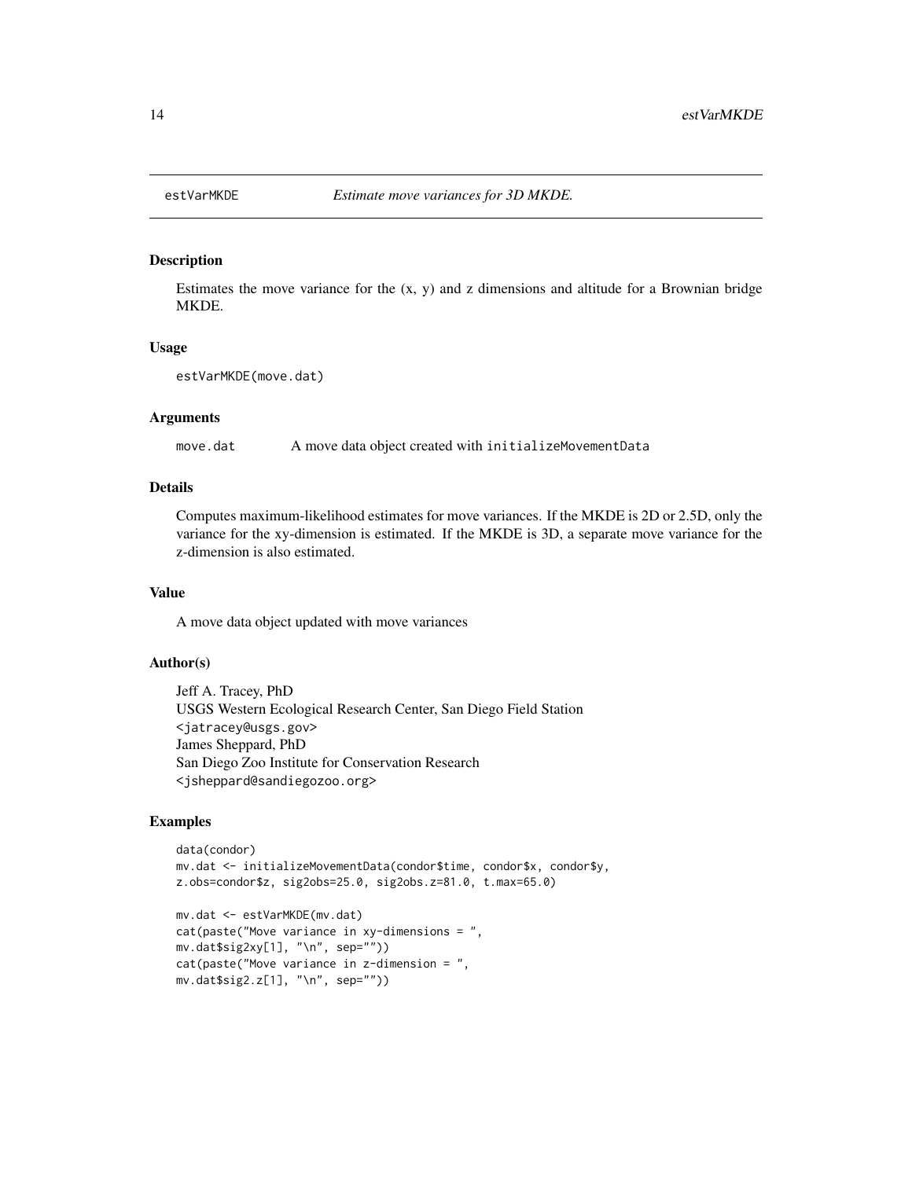estVarMKDE    *Estimate move variances for 3D MKDE.*

## Description

Estimates the move variance for the (x, y) and z dimensions and altitude for a Brownian bridge MKDE.

## Usage

```
estVarMKDE(move.dat)
```

## Arguments

| | |
|---|---|
| `move.dat` | A move data object created with `initializeMovementData` |

## Details

Computes maximum-likelihood estimates for move variances. If the MKDE is 2D or 2.5D, only the variance for the xy-dimension is estimated. If the MKDE is 3D, a separate move variance for the z-dimension is also estimated.

## Value

A move data object updated with move variances

## Author(s)

Jeff A. Tracey, PhD
USGS Western Ecological Research Center, San Diego Field Station
<jatracey@usgs.gov>
James Sheppard, PhD
San Diego Zoo Institute for Conservation Research
<jsheppard@sandiegozoo.org>

## Examples

```
data(condor)
mv.dat <- initializeMovementData(condor$time, condor$x, condor$y,
z.obs=condor$z, sig2obs=25.0, sig2obs.z=81.0, t.max=65.0)

mv.dat <- estVarMKDE(mv.dat)
cat(paste("Move variance in xy-dimensions = ",
mv.dat$sig2xy[1], "\n", sep=""))
cat(paste("Move variance in z-dimension = ",
mv.dat$sig2.z[1], "\n", sep=""))
```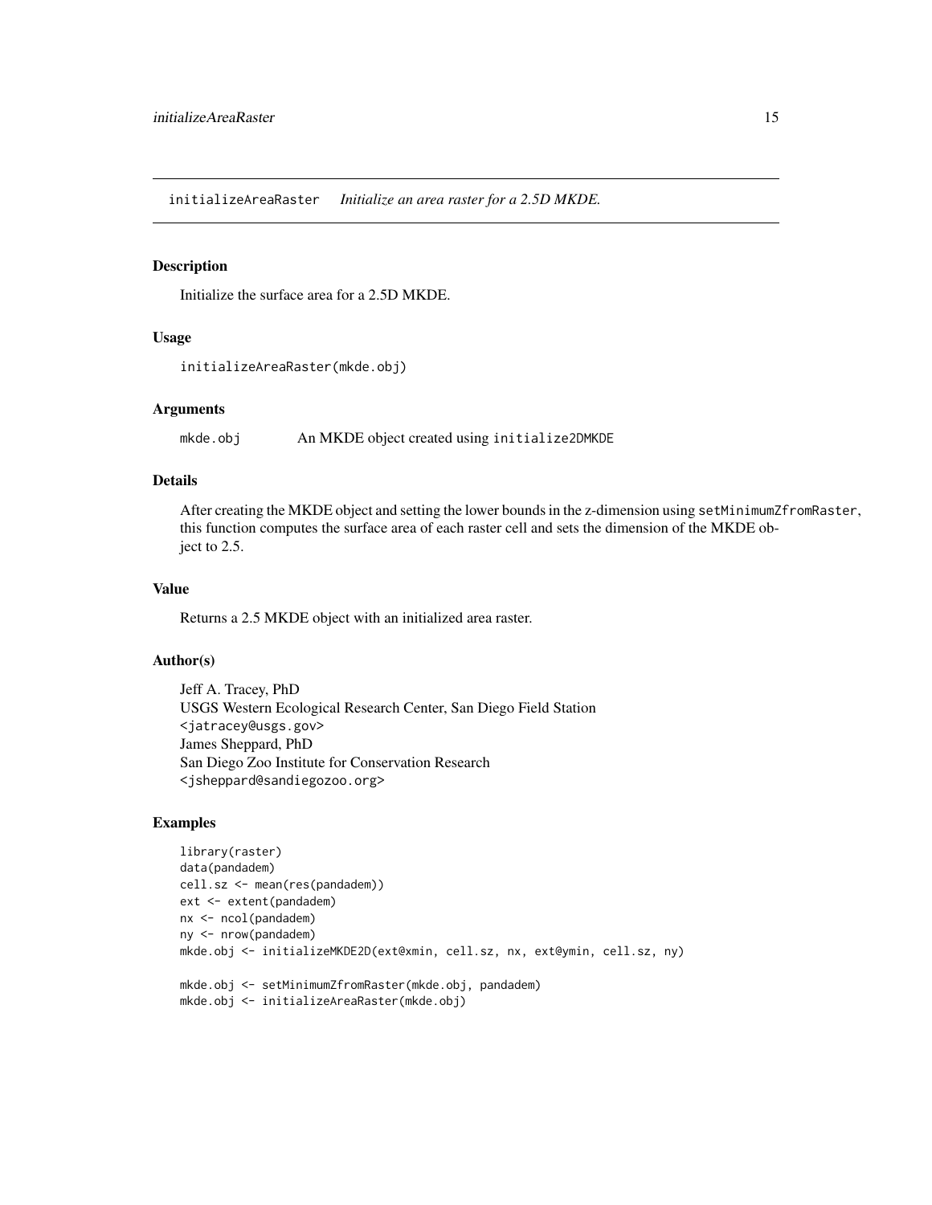# initializeAreaRaster *Initialize an area raster for a 2.5D MKDE.*

## Description

Initialize the surface area for a 2.5D MKDE.

## Usage

```
initializeAreaRaster(mkde.obj)
```

## Arguments

| | |
|---|---|
| mkde.obj | An MKDE object created using initialize2DMKDE |

## Details

After creating the MKDE object and setting the lower bounds in the z-dimension using `setMinimumZfromRaster`, this function computes the surface area of each raster cell and sets the dimension of the MKDE object to 2.5.

## Value

Returns a 2.5 MKDE object with an initialized area raster.

## Author(s)

Jeff A. Tracey, PhD
USGS Western Ecological Research Center, San Diego Field Station
<jatracey@usgs.gov>
James Sheppard, PhD
San Diego Zoo Institute for Conservation Research
<jsheppard@sandiegozoo.org>

## Examples

```
library(raster)
data(pandadem)
cell.sz <- mean(res(pandadem))
ext <- extent(pandadem)
nx <- ncol(pandadem)
ny <- nrow(pandadem)
mkde.obj <- initializeMKDE2D(ext@xmin, cell.sz, nx, ext@ymin, cell.sz, ny)

mkde.obj <- setMinimumZfromRaster(mkde.obj, pandadem)
mkde.obj <- initializeAreaRaster(mkde.obj)
```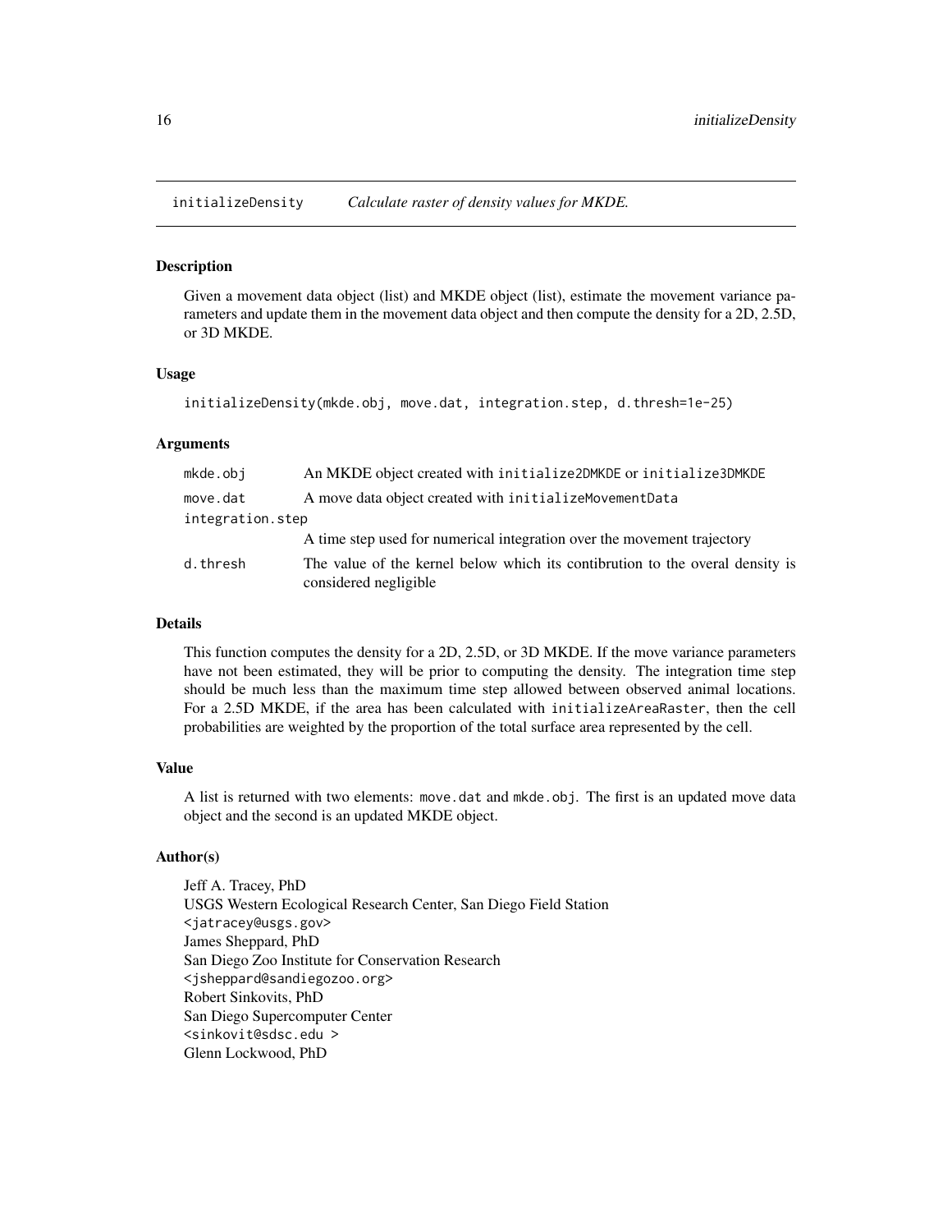## initializeDensity — *Calculate raster of density values for MKDE.*

### Description

Given a movement data object (list) and MKDE object (list), estimate the movement variance parameters and update them in the movement data object and then compute the density for a 2D, 2.5D, or 3D MKDE.

### Usage

```
initializeDensity(mkde.obj, move.dat, integration.step, d.thresh=1e-25)
```

### Arguments

| | |
|---|---|
| mkde.obj | An MKDE object created with initialize2DMKDE or initialize3DMKDE |
| move.dat | A move data object created with initializeMovementData |
| integration.step | A time step used for numerical integration over the movement trajectory |
| d.thresh | The value of the kernel below which its contibrution to the overal density is considered negligible |

### Details

This function computes the density for a 2D, 2.5D, or 3D MKDE. If the move variance parameters have not been estimated, they will be prior to computing the density. The integration time step should be much less than the maximum time step allowed between observed animal locations. For a 2.5D MKDE, if the area has been calculated with initializeAreaRaster, then the cell probabilities are weighted by the proportion of the total surface area represented by the cell.

### Value

A list is returned with two elements: move.dat and mkde.obj. The first is an updated move data object and the second is an updated MKDE object.

### Author(s)

Jeff A. Tracey, PhD
USGS Western Ecological Research Center, San Diego Field Station
<jatracey@usgs.gov>
James Sheppard, PhD
San Diego Zoo Institute for Conservation Research
<jsheppard@sandiegozoo.org>
Robert Sinkovits, PhD
San Diego Supercomputer Center
<sinkovit@sdsc.edu >
Glenn Lockwood, PhD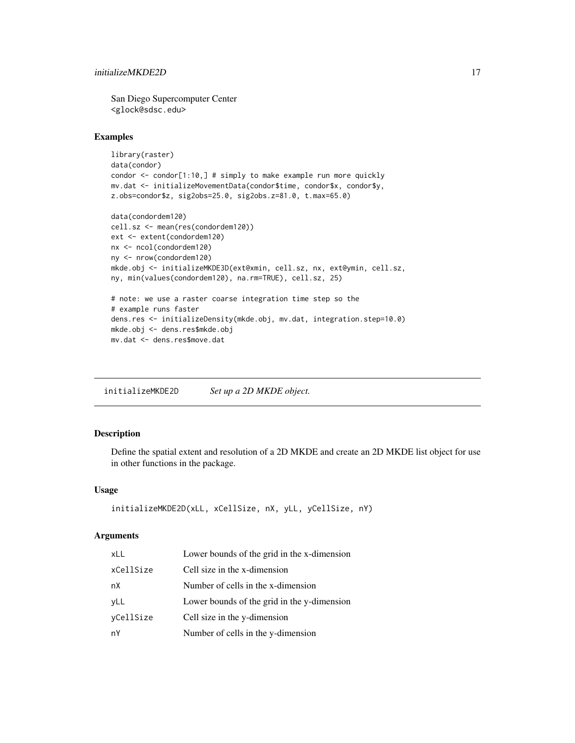San Diego Supercomputer Center
<glock@sdsc.edu>

### Examples

```
library(raster)
data(condor)
condor <- condor[1:10,] # simply to make example run more quickly
mv.dat <- initializeMovementData(condor$time, condor$x, condor$y,
z.obs=condor$z, sig2obs=25.0, sig2obs.z=81.0, t.max=65.0)

data(condordem120)
cell.sz <- mean(res(condordem120))
ext <- extent(condordem120)
nx <- ncol(condordem120)
ny <- nrow(condordem120)
mkde.obj <- initializeMKDE3D(ext@xmin, cell.sz, nx, ext@ymin, cell.sz,
ny, min(values(condordem120), na.rm=TRUE), cell.sz, 25)

# note: we use a raster coarse integration time step so the
# example runs faster
dens.res <- initializeDensity(mkde.obj, mv.dat, integration.step=10.0)
mkde.obj <- dens.res$mkde.obj
mv.dat <- dens.res$move.dat
```

---

## initializeMKDE2D — *Set up a 2D MKDE object.*

---

### Description

Define the spatial extent and resolution of a 2D MKDE and create an 2D MKDE list object for use in other functions in the package.

### Usage

```
initializeMKDE2D(xLL, xCellSize, nX, yLL, yCellSize, nY)
```

### Arguments

| | |
|---|---|
| xLL | Lower bounds of the grid in the x-dimension |
| xCellSize | Cell size in the x-dimension |
| nX | Number of cells in the x-dimension |
| yLL | Lower bounds of the grid in the y-dimension |
| yCellSize | Cell size in the y-dimension |
| nY | Number of cells in the y-dimension |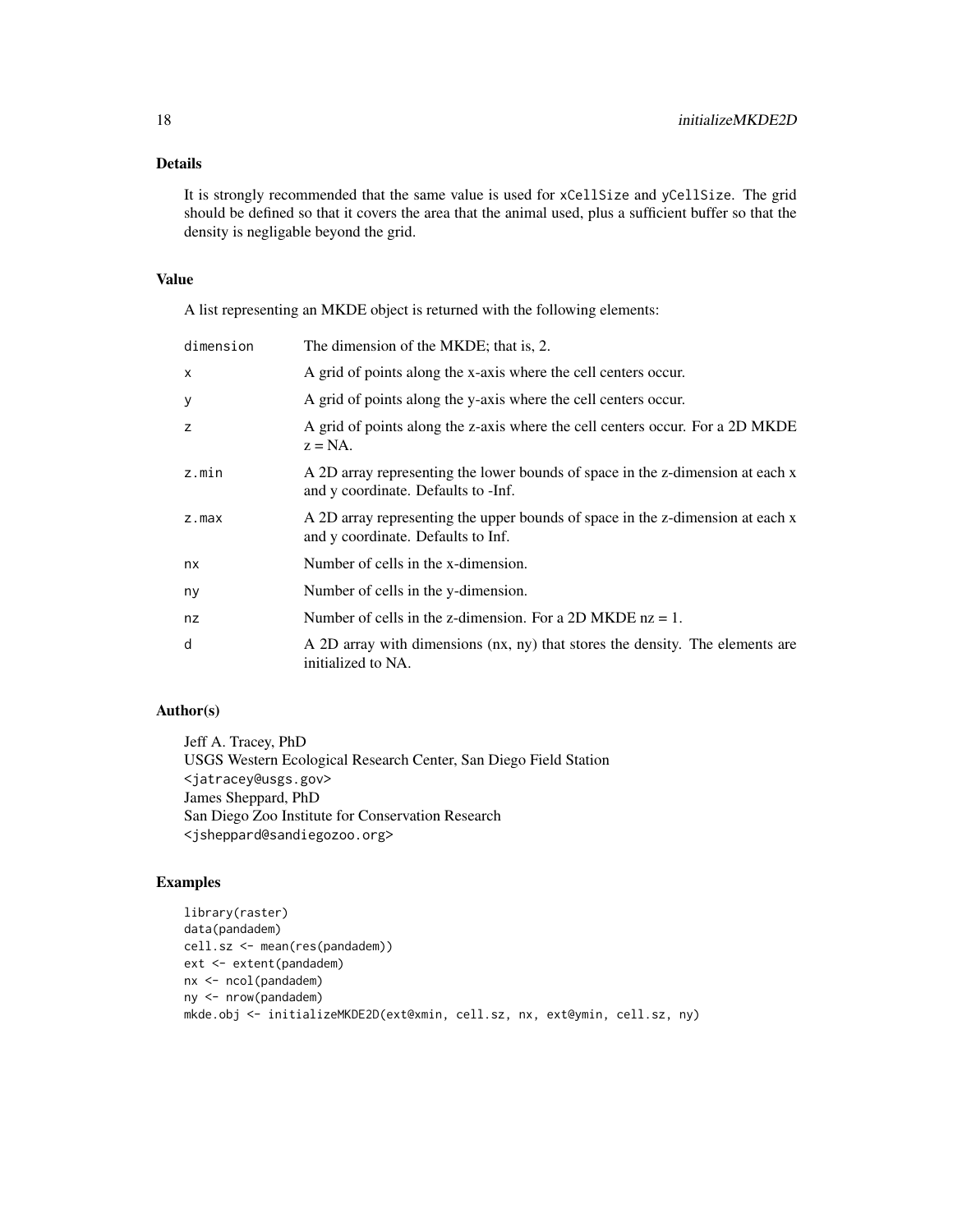## Details

It is strongly recommended that the same value is used for `xCellSize` and `yCellSize`. The grid should be defined so that it covers the area that the animal used, plus a sufficient buffer so that the density is negligable beyond the grid.

## Value

A list representing an MKDE object is returned with the following elements:

| | |
|---|---|
| `dimension` | The dimension of the MKDE; that is, 2. |
| `x` | A grid of points along the x-axis where the cell centers occur. |
| `y` | A grid of points along the y-axis where the cell centers occur. |
| `z` | A grid of points along the z-axis where the cell centers occur. For a 2D MKDE z = NA. |
| `z.min` | A 2D array representing the lower bounds of space in the z-dimension at each x and y coordinate. Defaults to -Inf. |
| `z.max` | A 2D array representing the upper bounds of space in the z-dimension at each x and y coordinate. Defaults to Inf. |
| `nx` | Number of cells in the x-dimension. |
| `ny` | Number of cells in the y-dimension. |
| `nz` | Number of cells in the z-dimension. For a 2D MKDE nz = 1. |
| `d` | A 2D array with dimensions (nx, ny) that stores the density. The elements are initialized to NA. |

## Author(s)

Jeff A. Tracey, PhD
USGS Western Ecological Research Center, San Diego Field Station
`<jatracey@usgs.gov>`
James Sheppard, PhD
San Diego Zoo Institute for Conservation Research
`<jsheppard@sandiegozoo.org>`

## Examples

```
library(raster)
data(pandadem)
cell.sz <- mean(res(pandadem))
ext <- extent(pandadem)
nx <- ncol(pandadem)
ny <- nrow(pandadem)
mkde.obj <- initializeMKDE2D(ext@xmin, cell.sz, nx, ext@ymin, cell.sz, ny)
```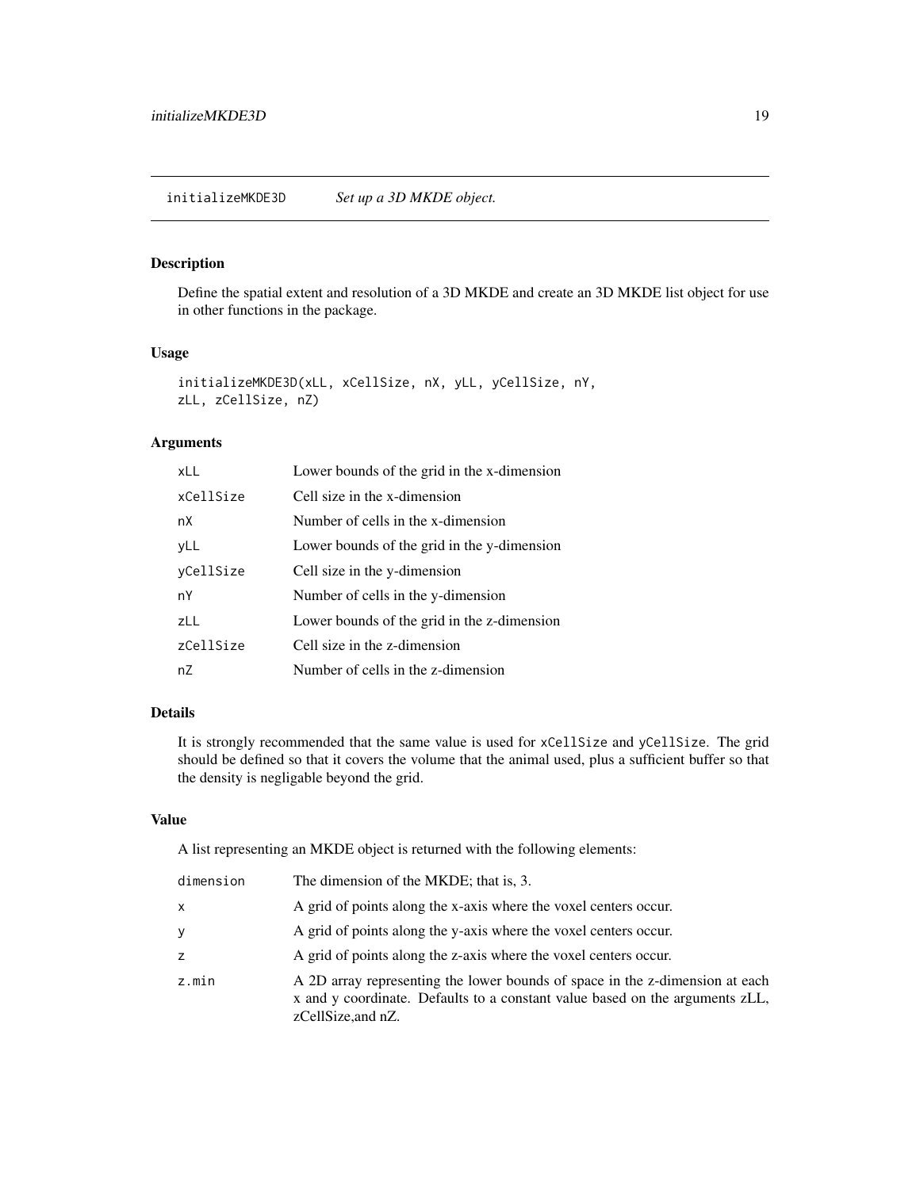## initializeMKDE3D *Set up a 3D MKDE object.*

### Description

Define the spatial extent and resolution of a 3D MKDE and create an 3D MKDE list object for use in other functions in the package.

### Usage

```
initializeMKDE3D(xLL, xCellSize, nX, yLL, yCellSize, nY,
zLL, zCellSize, nZ)
```

### Arguments

| | |
|---|---|
| `xLL` | Lower bounds of the grid in the x-dimension |
| `xCellSize` | Cell size in the x-dimension |
| `nX` | Number of cells in the x-dimension |
| `yLL` | Lower bounds of the grid in the y-dimension |
| `yCellSize` | Cell size in the y-dimension |
| `nY` | Number of cells in the y-dimension |
| `zLL` | Lower bounds of the grid in the z-dimension |
| `zCellSize` | Cell size in the z-dimension |
| `nZ` | Number of cells in the z-dimension |

### Details

It is strongly recommended that the same value is used for `xCellSize` and `yCellSize`. The grid should be defined so that it covers the volume that the animal used, plus a sufficient buffer so that the density is negligable beyond the grid.

### Value

A list representing an MKDE object is returned with the following elements:

| | |
|---|---|
| `dimension` | The dimension of the MKDE; that is, 3. |
| `x` | A grid of points along the x-axis where the voxel centers occur. |
| `y` | A grid of points along the y-axis where the voxel centers occur. |
| `z` | A grid of points along the z-axis where the voxel centers occur. |
| `z.min` | A 2D array representing the lower bounds of space in the z-dimension at each x and y coordinate. Defaults to a constant value based on the arguments zLL, zCellSize,and nZ. |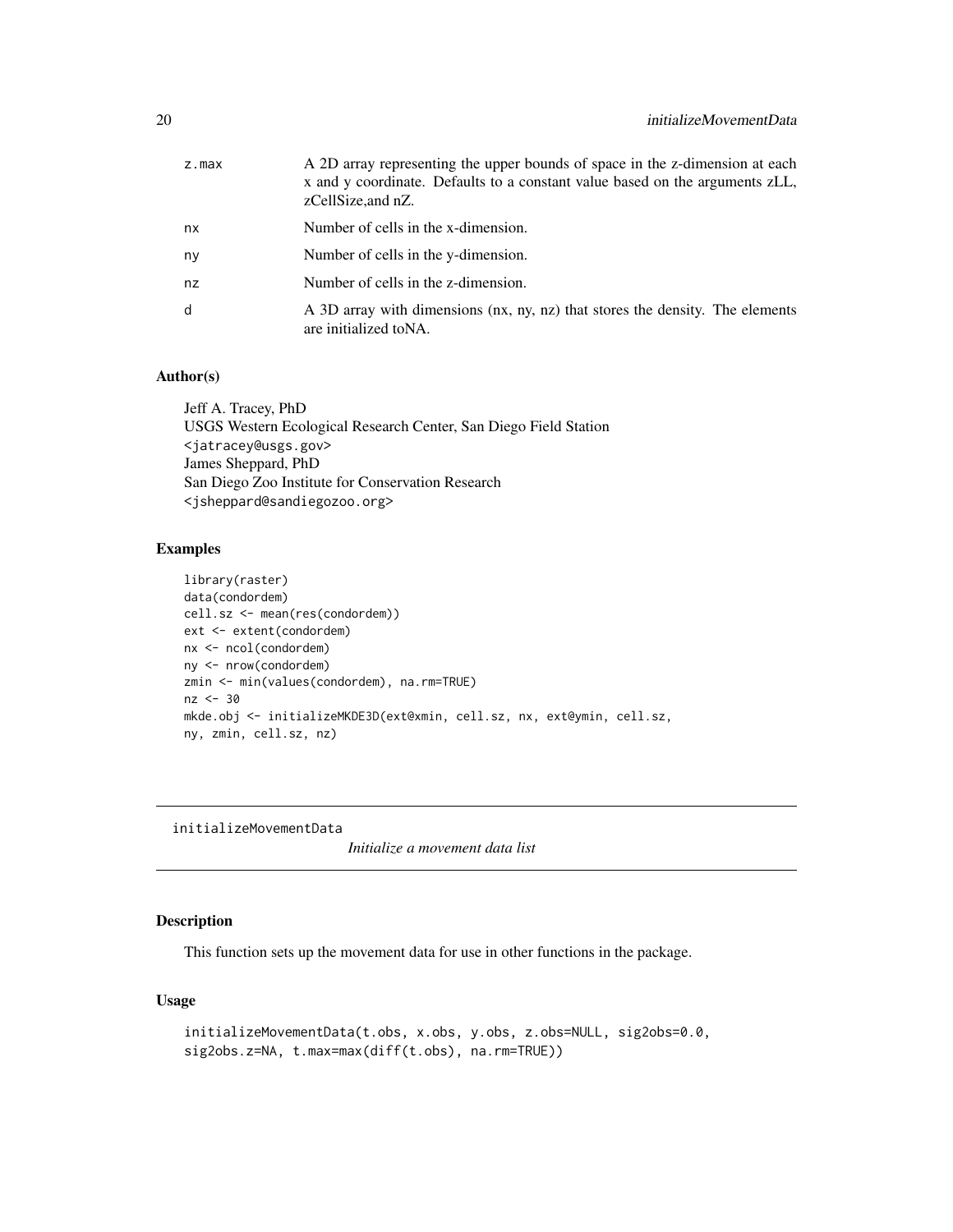| | |
|---|---|
| z.max | A 2D array representing the upper bounds of space in the z-dimension at each x and y coordinate. Defaults to a constant value based on the arguments zLL, zCellSize,and nZ. |
| nx | Number of cells in the x-dimension. |
| ny | Number of cells in the y-dimension. |
| nz | Number of cells in the z-dimension. |
| d | A 3D array with dimensions (nx, ny, nz) that stores the density. The elements are initialized toNA. |

### Author(s)

Jeff A. Tracey, PhD
USGS Western Ecological Research Center, San Diego Field Station
<jatracey@usgs.gov>
James Sheppard, PhD
San Diego Zoo Institute for Conservation Research
<jsheppard@sandiegozoo.org>

### Examples

```
library(raster)
data(condordem)
cell.sz <- mean(res(condordem))
ext <- extent(condordem)
nx <- ncol(condordem)
ny <- nrow(condordem)
zmin <- min(values(condordem), na.rm=TRUE)
nz <- 30
mkde.obj <- initializeMKDE3D(ext@xmin, cell.sz, nx, ext@ymin, cell.sz,
ny, zmin, cell.sz, nz)
```

---

## initializeMovementData *Initialize a movement data list*

### Description

This function sets up the movement data for use in other functions in the package.

### Usage

```
initializeMovementData(t.obs, x.obs, y.obs, z.obs=NULL, sig2obs=0.0,
sig2obs.z=NA, t.max=max(diff(t.obs), na.rm=TRUE))
```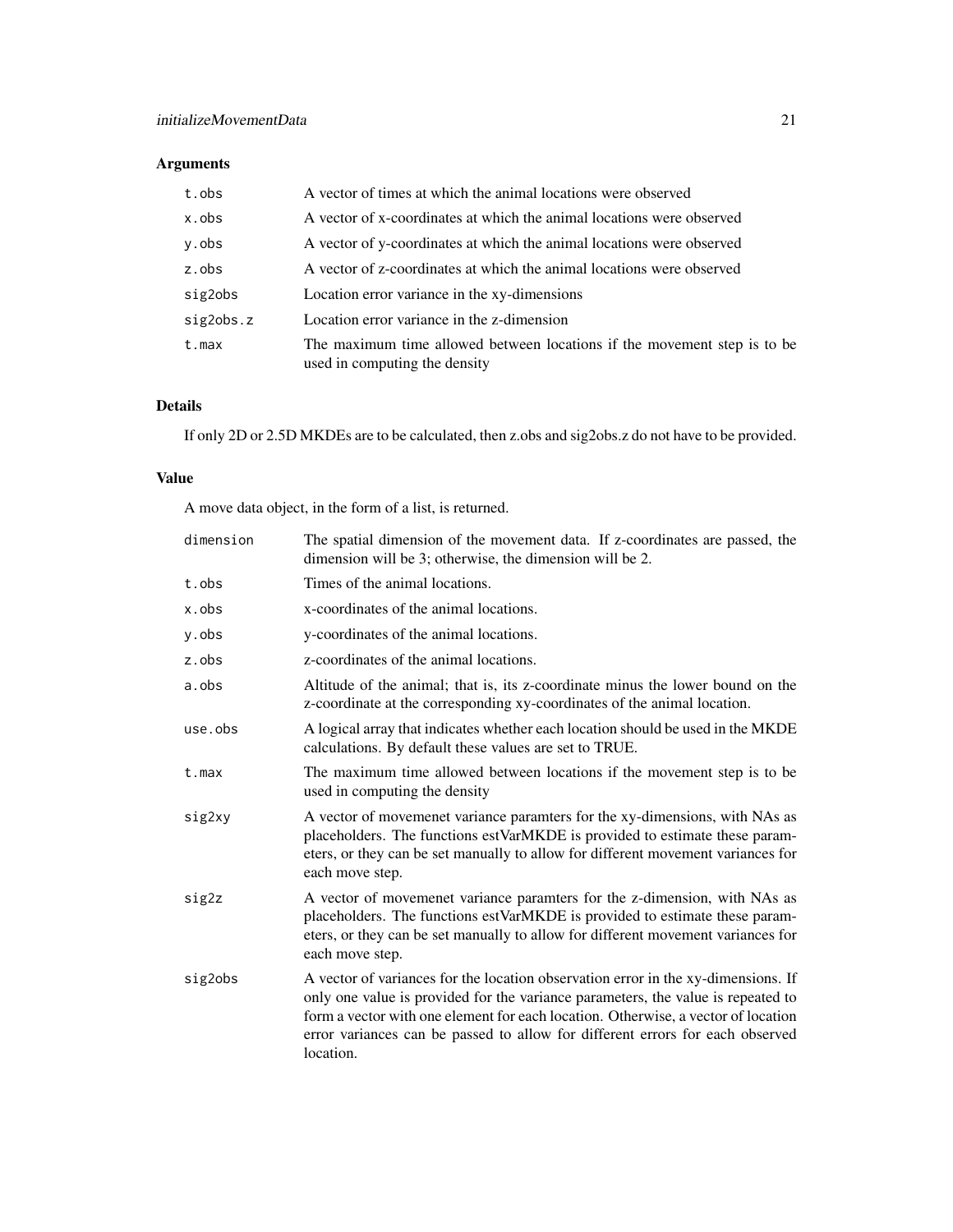### Arguments

| | |
|---|---|
| t.obs | A vector of times at which the animal locations were observed |
| x.obs | A vector of x-coordinates at which the animal locations were observed |
| y.obs | A vector of y-coordinates at which the animal locations were observed |
| z.obs | A vector of z-coordinates at which the animal locations were observed |
| sig2obs | Location error variance in the xy-dimensions |
| sig2obs.z | Location error variance in the z-dimension |
| t.max | The maximum time allowed between locations if the movement step is to be used in computing the density |

### Details

If only 2D or 2.5D MKDEs are to be calculated, then z.obs and sig2obs.z do not have to be provided.

### Value

A move data object, in the form of a list, is returned.

| | |
|---|---|
| dimension | The spatial dimension of the movement data. If z-coordinates are passed, the dimension will be 3; otherwise, the dimension will be 2. |
| t.obs | Times of the animal locations. |
| x.obs | x-coordinates of the animal locations. |
| y.obs | y-coordinates of the animal locations. |
| z.obs | z-coordinates of the animal locations. |
| a.obs | Altitude of the animal; that is, its z-coordinate minus the lower bound on the z-coordinate at the corresponding xy-coordinates of the animal location. |
| use.obs | A logical array that indicates whether each location should be used in the MKDE calculations. By default these values are set to TRUE. |
| t.max | The maximum time allowed between locations if the movement step is to be used in computing the density |
| sig2xy | A vector of movemenet variance paramters for the xy-dimensions, with NAs as placeholders. The functions estVarMKDE is provided to estimate these parameters, or they can be set manually to allow for different movement variances for each move step. |
| sig2z | A vector of movemenet variance paramters for the z-dimension, with NAs as placeholders. The functions estVarMKDE is provided to estimate these parameters, or they can be set manually to allow for different movement variances for each move step. |
| sig2obs | A vector of variances for the location observation error in the xy-dimensions. If only one value is provided for the variance parameters, the value is repeated to form a vector with one element for each location. Otherwise, a vector of location error variances can be passed to allow for different errors for each observed location. |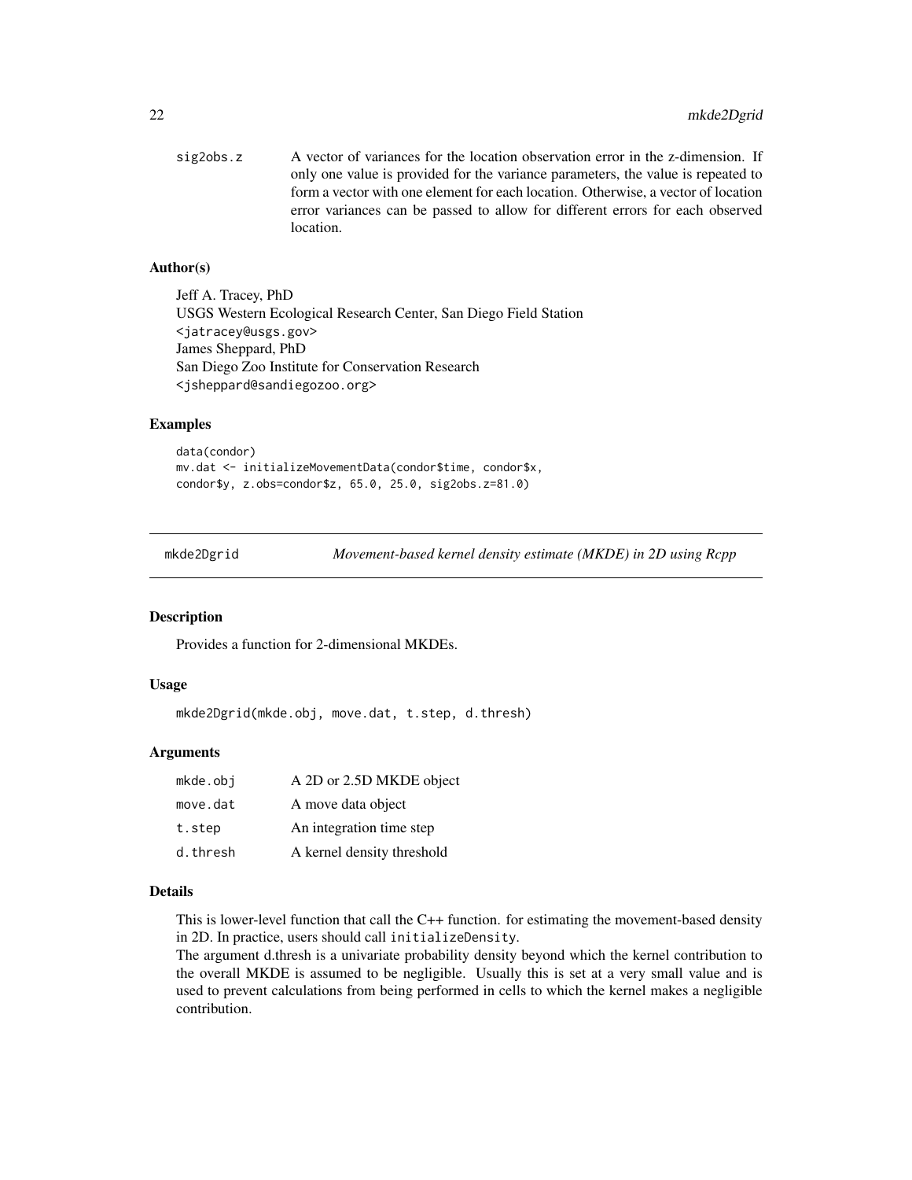| | |
|---|---|
| sig2obs.z | A vector of variances for the location observation error in the z-dimension. If only one value is provided for the variance parameters, the value is repeated to form a vector with one element for each location. Otherwise, a vector of location error variances can be passed to allow for different errors for each observed location. |

### Author(s)

Jeff A. Tracey, PhD
USGS Western Ecological Research Center, San Diego Field Station
<jatracey@usgs.gov>
James Sheppard, PhD
San Diego Zoo Institute for Conservation Research
<jsheppard@sandiegozoo.org>

### Examples

```
data(condor)
mv.dat <- initializeMovementData(condor$time, condor$x,
condor$y, z.obs=condor$z, 65.0, 25.0, sig2obs.z=81.0)
```

---

## mkde2Dgrid — *Movement-based kernel density estimate (MKDE) in 2D using Rcpp*

### Description

Provides a function for 2-dimensional MKDEs.

### Usage

```
mkde2Dgrid(mkde.obj, move.dat, t.step, d.thresh)
```

### Arguments

| | |
|---|---|
| mkde.obj | A 2D or 2.5D MKDE object |
| move.dat | A move data object |
| t.step | An integration time step |
| d.thresh | A kernel density threshold |

### Details

This is lower-level function that call the C++ function. for estimating the movement-based density in 2D. In practice, users should call `initializeDensity`.
The argument d.thresh is a univariate probability density beyond which the kernel contribution to the overall MKDE is assumed to be negligible. Usually this is set at a very small value and is used to prevent calculations from being performed in cells to which the kernel makes a negligible contribution.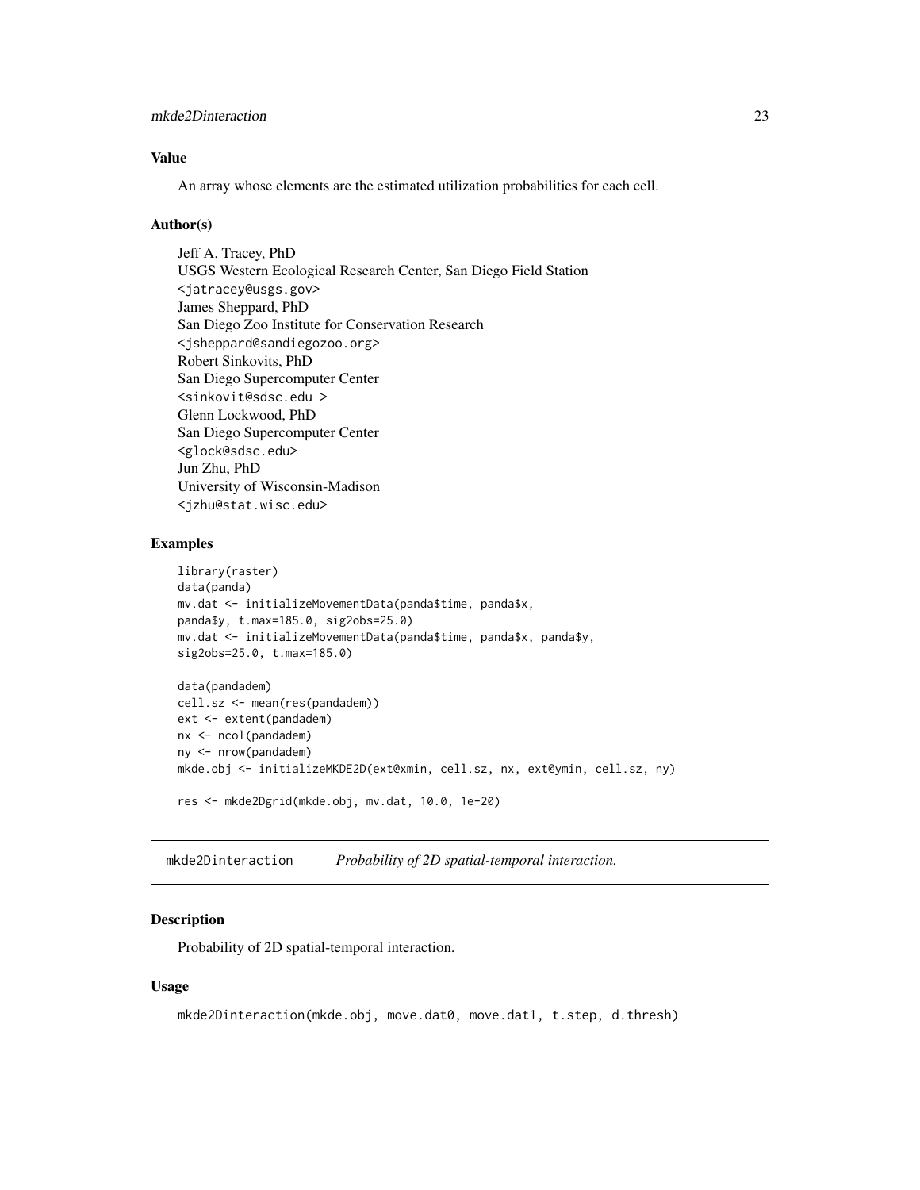### Value

An array whose elements are the estimated utilization probabilities for each cell.

### Author(s)

Jeff A. Tracey, PhD
USGS Western Ecological Research Center, San Diego Field Station
<jatracey@usgs.gov>
James Sheppard, PhD
San Diego Zoo Institute for Conservation Research
<jsheppard@sandiegozoo.org>
Robert Sinkovits, PhD
San Diego Supercomputer Center
<sinkovit@sdsc.edu >
Glenn Lockwood, PhD
San Diego Supercomputer Center
<glock@sdsc.edu>
Jun Zhu, PhD
University of Wisconsin-Madison
<jzhu@stat.wisc.edu>

### Examples

```
library(raster)
data(panda)
mv.dat <- initializeMovementData(panda$time, panda$x,
panda$y, t.max=185.0, sig2obs=25.0)
mv.dat <- initializeMovementData(panda$time, panda$x, panda$y,
sig2obs=25.0, t.max=185.0)

data(pandadem)
cell.sz <- mean(res(pandadem))
ext <- extent(pandadem)
nx <- ncol(pandadem)
ny <- nrow(pandadem)
mkde.obj <- initializeMKDE2D(ext@xmin, cell.sz, nx, ext@ymin, cell.sz, ny)

res <- mkde2Dgrid(mkde.obj, mv.dat, 10.0, 1e-20)
```

---

## mkde2Dinteraction    *Probability of 2D spatial-temporal interaction.*

---

### Description

Probability of 2D spatial-temporal interaction.

### Usage

```
mkde2Dinteraction(mkde.obj, move.dat0, move.dat1, t.step, d.thresh)
```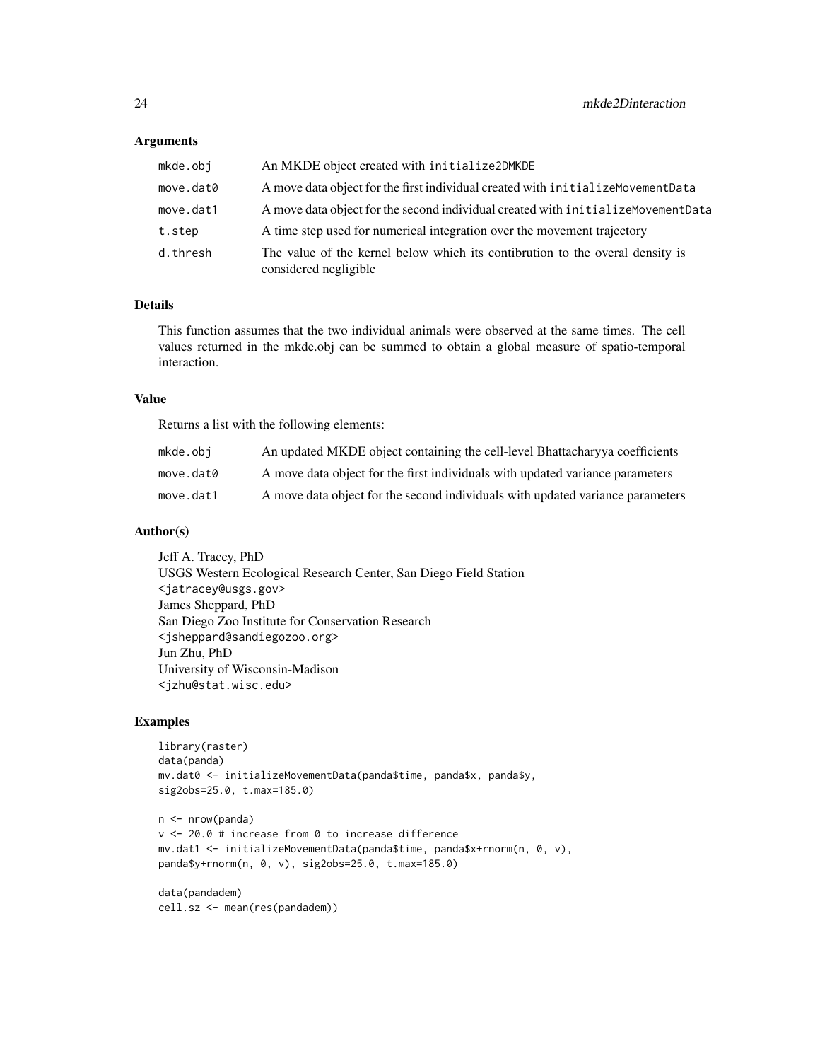## Arguments

| | |
|---|---|
| mkde.obj | An MKDE object created with initialize2DMKDE |
| move.dat0 | A move data object for the first individual created with initializeMovementData |
| move.dat1 | A move data object for the second individual created with initializeMovementData |
| t.step | A time step used for numerical integration over the movement trajectory |
| d.thresh | The value of the kernel below which its contibrution to the overal density is considered negligible |

## Details

This function assumes that the two individual animals were observed at the same times. The cell values returned in the mkde.obj can be summed to obtain a global measure of spatio-temporal interaction.

## Value

Returns a list with the following elements:

| | |
|---|---|
| mkde.obj | An updated MKDE object containing the cell-level Bhattacharyya coefficients |
| move.dat0 | A move data object for the first individuals with updated variance parameters |
| move.dat1 | A move data object for the second individuals with updated variance parameters |

## Author(s)

Jeff A. Tracey, PhD
USGS Western Ecological Research Center, San Diego Field Station
<jatracey@usgs.gov>
James Sheppard, PhD
San Diego Zoo Institute for Conservation Research
<jsheppard@sandiegozoo.org>
Jun Zhu, PhD
University of Wisconsin-Madison
<jzhu@stat.wisc.edu>

## Examples

```
library(raster)
data(panda)
mv.dat0 <- initializeMovementData(panda$time, panda$x, panda$y,
sig2obs=25.0, t.max=185.0)

n <- nrow(panda)
v <- 20.0 # increase from 0 to increase difference
mv.dat1 <- initializeMovementData(panda$time, panda$x+rnorm(n, 0, v),
panda$y+rnorm(n, 0, v), sig2obs=25.0, t.max=185.0)

data(pandadem)
cell.sz <- mean(res(pandadem))
```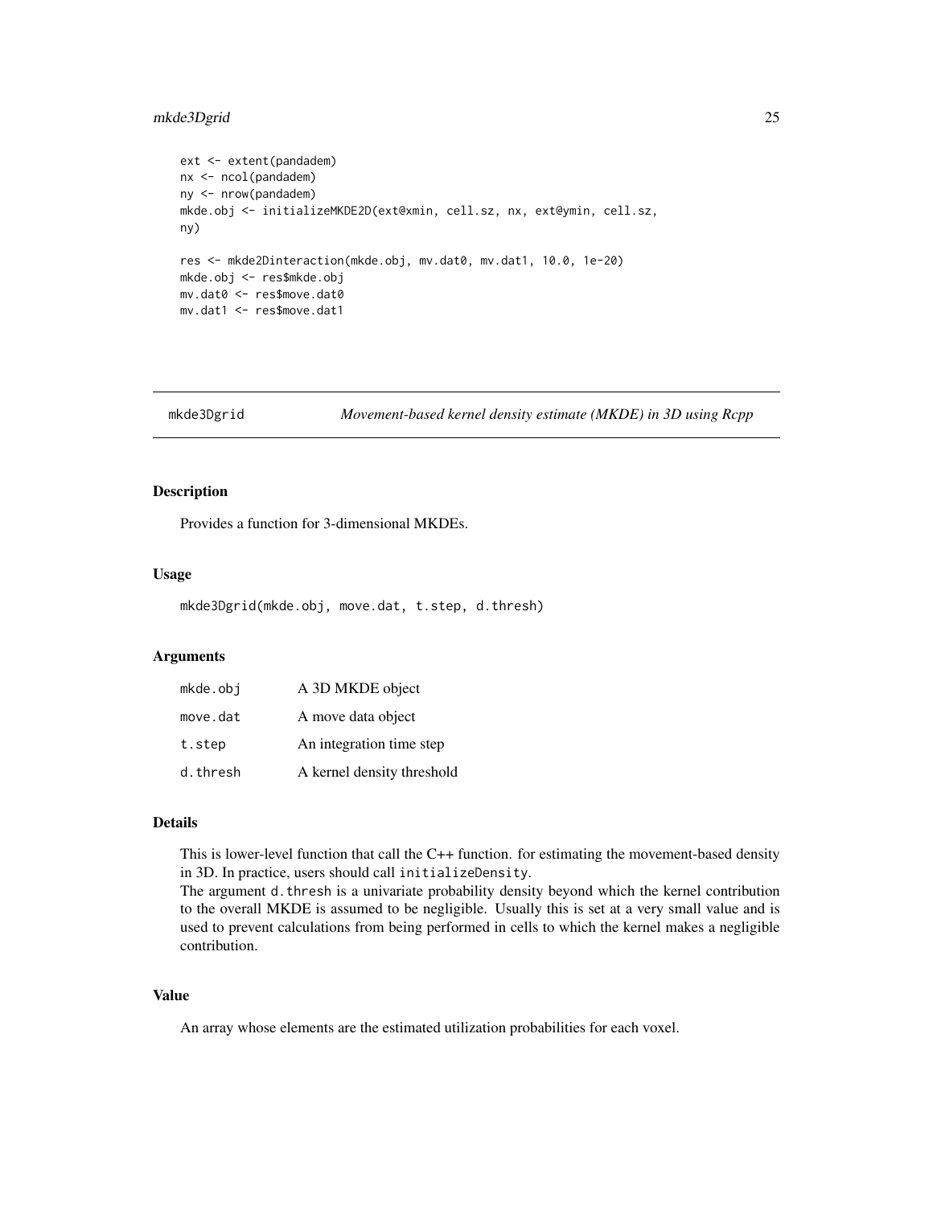```
ext <- extent(pandadem)
nx <- ncol(pandadem)
ny <- nrow(pandadem)
mkde.obj <- initializeMKDE2D(ext@xmin, cell.sz, nx, ext@ymin, cell.sz,
ny)

res <- mkde2Dinteraction(mkde.obj, mv.dat0, mv.dat1, 10.0, 1e-20)
mkde.obj <- res$mkde.obj
mv.dat0 <- res$move.dat0
mv.dat1 <- res$move.dat1
```

## mkde3Dgrid — *Movement-based kernel density estimate (MKDE) in 3D using Rcpp*

### Description

Provides a function for 3-dimensional MKDEs.

### Usage

```
mkde3Dgrid(mkde.obj, move.dat, t.step, d.thresh)
```

### Arguments

| | |
|---|---|
| mkde.obj | A 3D MKDE object |
| move.dat | A move data object |
| t.step | An integration time step |
| d.thresh | A kernel density threshold |

### Details

This is lower-level function that call the C++ function. for estimating the movement-based density in 3D. In practice, users should call `initializeDensity`.

The argument `d.thresh` is a univariate probability density beyond which the kernel contribution to the overall MKDE is assumed to be negligible. Usually this is set at a very small value and is used to prevent calculations from being performed in cells to which the kernel makes a negligible contribution.

### Value

An array whose elements are the estimated utilization probabilities for each voxel.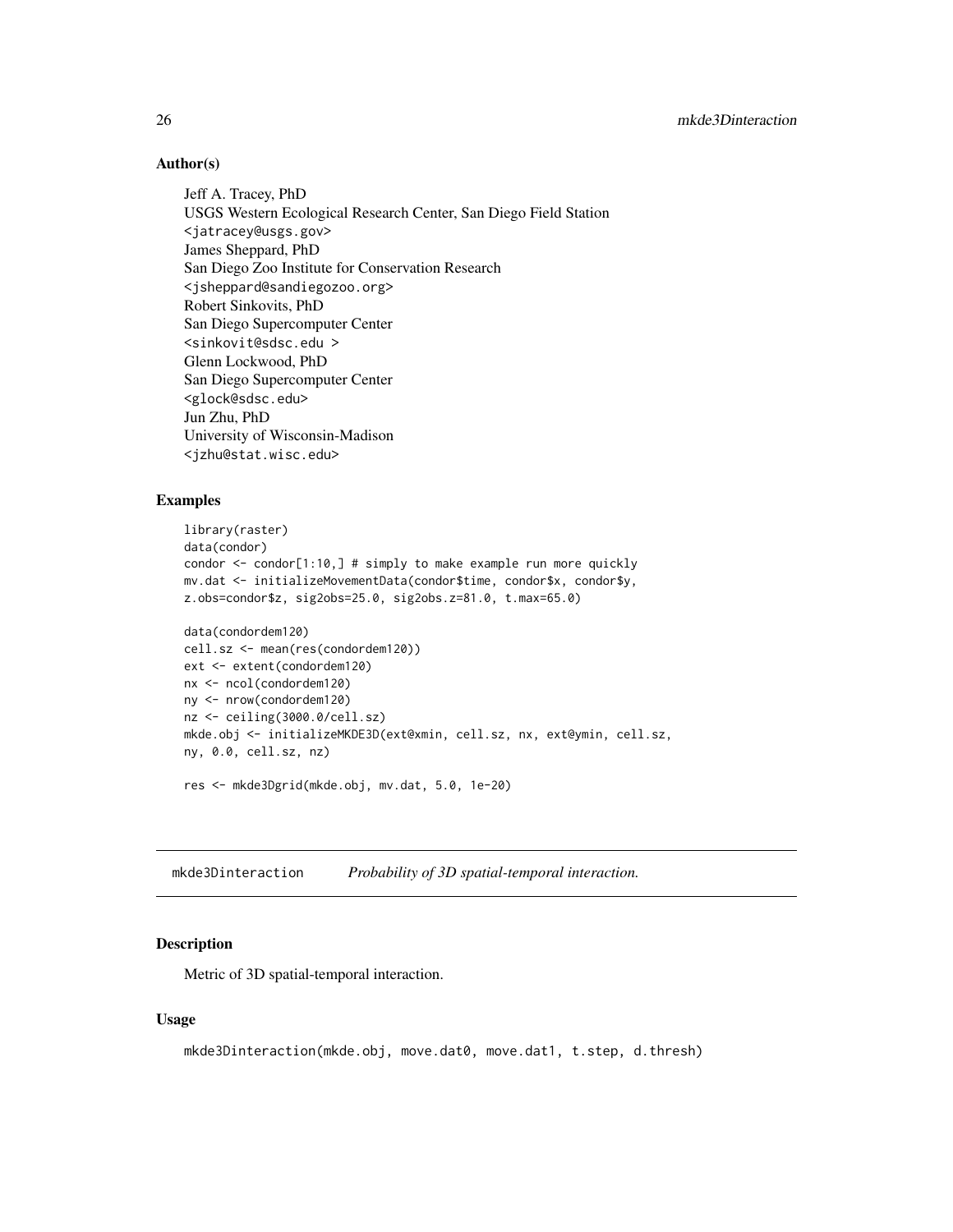### Author(s)

Jeff A. Tracey, PhD
USGS Western Ecological Research Center, San Diego Field Station
<jatracey@usgs.gov>
James Sheppard, PhD
San Diego Zoo Institute for Conservation Research
<jsheppard@sandiegozoo.org>
Robert Sinkovits, PhD
San Diego Supercomputer Center
<sinkovit@sdsc.edu >
Glenn Lockwood, PhD
San Diego Supercomputer Center
<glock@sdsc.edu>
Jun Zhu, PhD
University of Wisconsin-Madison
<jzhu@stat.wisc.edu>

### Examples

```
library(raster)
data(condor)
condor <- condor[1:10,] # simply to make example run more quickly
mv.dat <- initializeMovementData(condor$time, condor$x, condor$y,
z.obs=condor$z, sig2obs=25.0, sig2obs.z=81.0, t.max=65.0)

data(condordem120)
cell.sz <- mean(res(condordem120))
ext <- extent(condordem120)
nx <- ncol(condordem120)
ny <- nrow(condordem120)
nz <- ceiling(3000.0/cell.sz)
mkde.obj <- initializeMKDE3D(ext@xmin, cell.sz, nx, ext@ymin, cell.sz,
ny, 0.0, cell.sz, nz)

res <- mkde3Dgrid(mkde.obj, mv.dat, 5.0, 1e-20)
```

---

## mkde3Dinteraction — *Probability of 3D spatial-temporal interaction.*

---

### Description

Metric of 3D spatial-temporal interaction.

### Usage

```
mkde3Dinteraction(mkde.obj, move.dat0, move.dat1, t.step, d.thresh)
```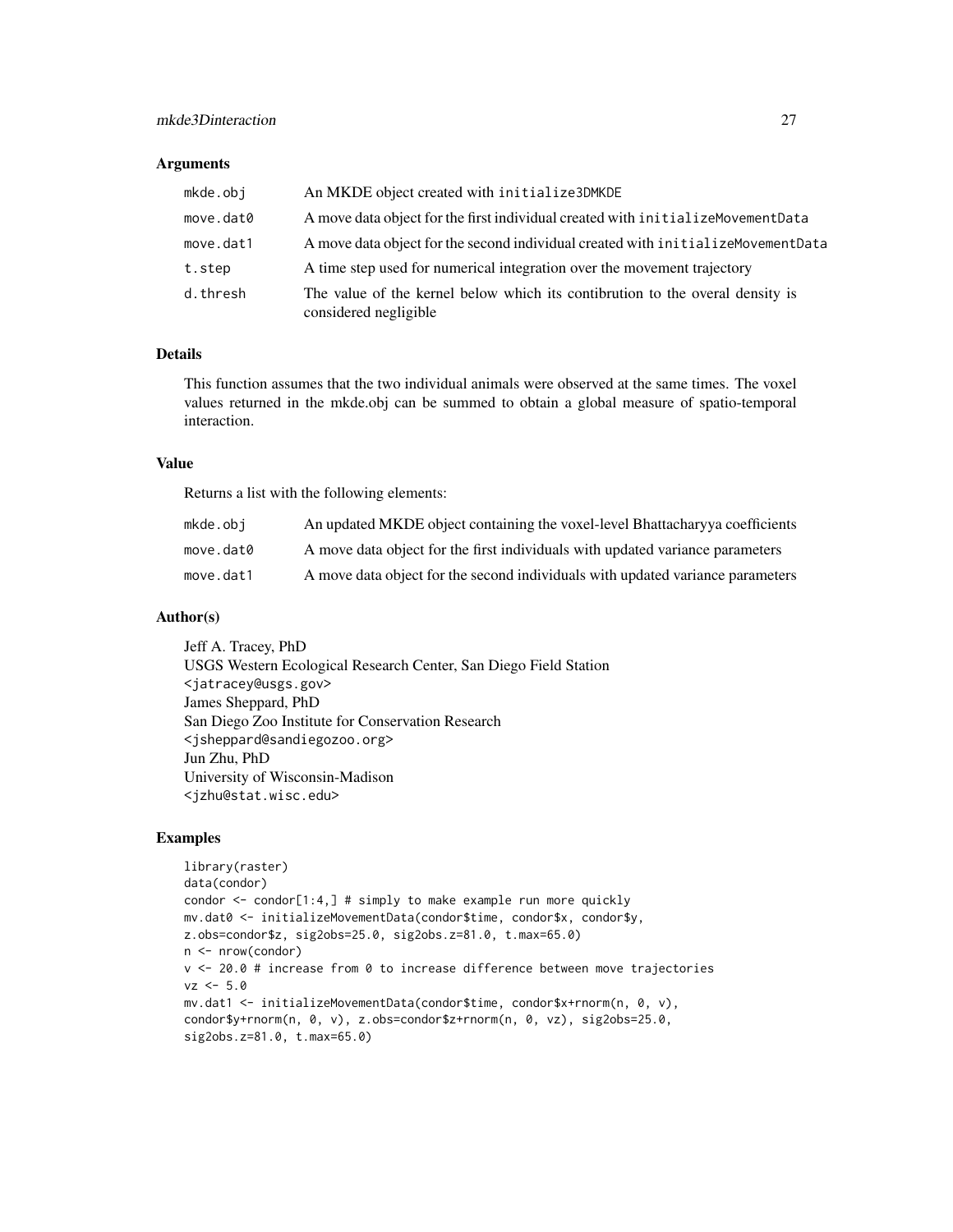### Arguments

| | |
|---|---|
| mkde.obj | An MKDE object created with initialize3DMKDE |
| move.dat0 | A move data object for the first individual created with initializeMovementData |
| move.dat1 | A move data object for the second individual created with initializeMovementData |
| t.step | A time step used for numerical integration over the movement trajectory |
| d.thresh | The value of the kernel below which its contibrution to the overal density is considered negligible |

### Details

This function assumes that the two individual animals were observed at the same times. The voxel values returned in the mkde.obj can be summed to obtain a global measure of spatio-temporal interaction.

### Value

Returns a list with the following elements:

| | |
|---|---|
| mkde.obj | An updated MKDE object containing the voxel-level Bhattacharyya coefficients |
| move.dat0 | A move data object for the first individuals with updated variance parameters |
| move.dat1 | A move data object for the second individuals with updated variance parameters |

### Author(s)

Jeff A. Tracey, PhD
USGS Western Ecological Research Center, San Diego Field Station
<jatracey@usgs.gov>
James Sheppard, PhD
San Diego Zoo Institute for Conservation Research
<jsheppard@sandiegozoo.org>
Jun Zhu, PhD
University of Wisconsin-Madison
<jzhu@stat.wisc.edu>

### Examples

```
library(raster)
data(condor)
condor <- condor[1:4,] # simply to make example run more quickly
mv.dat0 <- initializeMovementData(condor$time, condor$x, condor$y,
z.obs=condor$z, sig2obs=25.0, sig2obs.z=81.0, t.max=65.0)
n <- nrow(condor)
v <- 20.0 # increase from 0 to increase difference between move trajectories
vz <- 5.0
mv.dat1 <- initializeMovementData(condor$time, condor$x+rnorm(n, 0, v),
condor$y+rnorm(n, 0, v), z.obs=condor$z+rnorm(n, 0, vz), sig2obs=25.0,
sig2obs.z=81.0, t.max=65.0)
```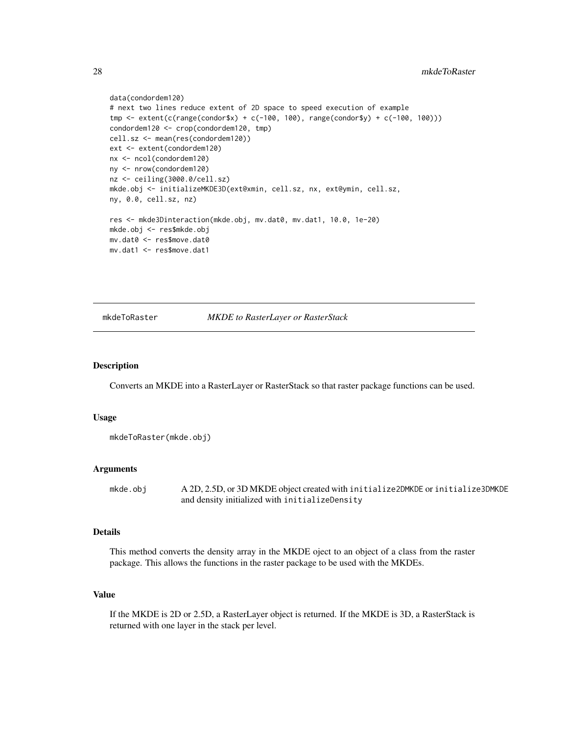```
data(condordem120)
# next two lines reduce extent of 2D space to speed execution of example
tmp <- extent(c(range(condor$x) + c(-100, 100), range(condor$y) + c(-100, 100)))
condordem120 <- crop(condordem120, tmp)
cell.sz <- mean(res(condordem120))
ext <- extent(condordem120)
nx <- ncol(condordem120)
ny <- nrow(condordem120)
nz <- ceiling(3000.0/cell.sz)
mkde.obj <- initializeMKDE3D(ext@xmin, cell.sz, nx, ext@ymin, cell.sz,
ny, 0.0, cell.sz, nz)

res <- mkde3Dinteraction(mkde.obj, mv.dat0, mv.dat1, 10.0, 1e-20)
mkde.obj <- res$mkde.obj
mv.dat0 <- res$move.dat0
mv.dat1 <- res$move.dat1
```

---

## mkdeToRaster — *MKDE to RasterLayer or RasterStack*

### Description

Converts an MKDE into a RasterLayer or RasterStack so that raster package functions can be used.

### Usage

```
mkdeToRaster(mkde.obj)
```

### Arguments

| | |
|---|---|
| mkde.obj | A 2D, 2.5D, or 3D MKDE object created with `initialize2DMKDE` or `initialize3DMKDE` and density initialized with `initializeDensity` |

### Details

This method converts the density array in the MKDE oject to an object of a class from the raster package. This allows the functions in the raster package to be used with the MKDEs.

### Value

If the MKDE is 2D or 2.5D, a RasterLayer object is returned. If the MKDE is 3D, a RasterStack is returned with one layer in the stack per level.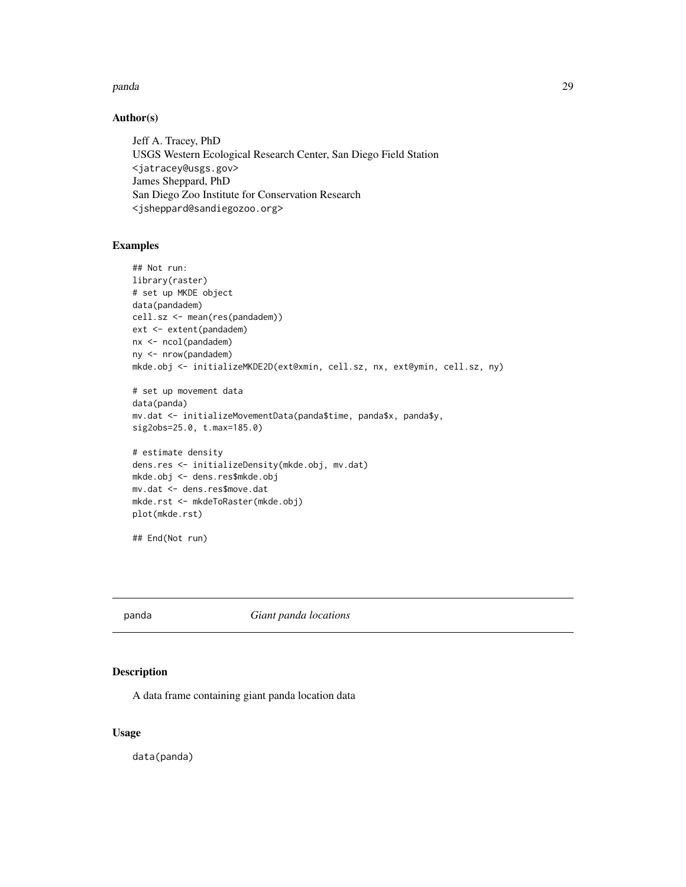### Author(s)

Jeff A. Tracey, PhD
USGS Western Ecological Research Center, San Diego Field Station
<jatracey@usgs.gov>
James Sheppard, PhD
San Diego Zoo Institute for Conservation Research
<jsheppard@sandiegozoo.org>

### Examples

```
## Not run:
library(raster)
# set up MKDE object
data(pandadem)
cell.sz <- mean(res(pandadem))
ext <- extent(pandadem)
nx <- ncol(pandadem)
ny <- nrow(pandadem)
mkde.obj <- initializeMKDE2D(ext@xmin, cell.sz, nx, ext@ymin, cell.sz, ny)

# set up movement data
data(panda)
mv.dat <- initializeMovementData(panda$time, panda$x, panda$y,
sig2obs=25.0, t.max=185.0)

# estimate density
dens.res <- initializeDensity(mkde.obj, mv.dat)
mkde.obj <- dens.res$mkde.obj
mv.dat <- dens.res$move.dat
mkde.rst <- mkdeToRaster(mkde.obj)
plot(mkde.rst)

## End(Not run)
```

## panda *Giant panda locations*

### Description

A data frame containing giant panda location data

### Usage

```
data(panda)
```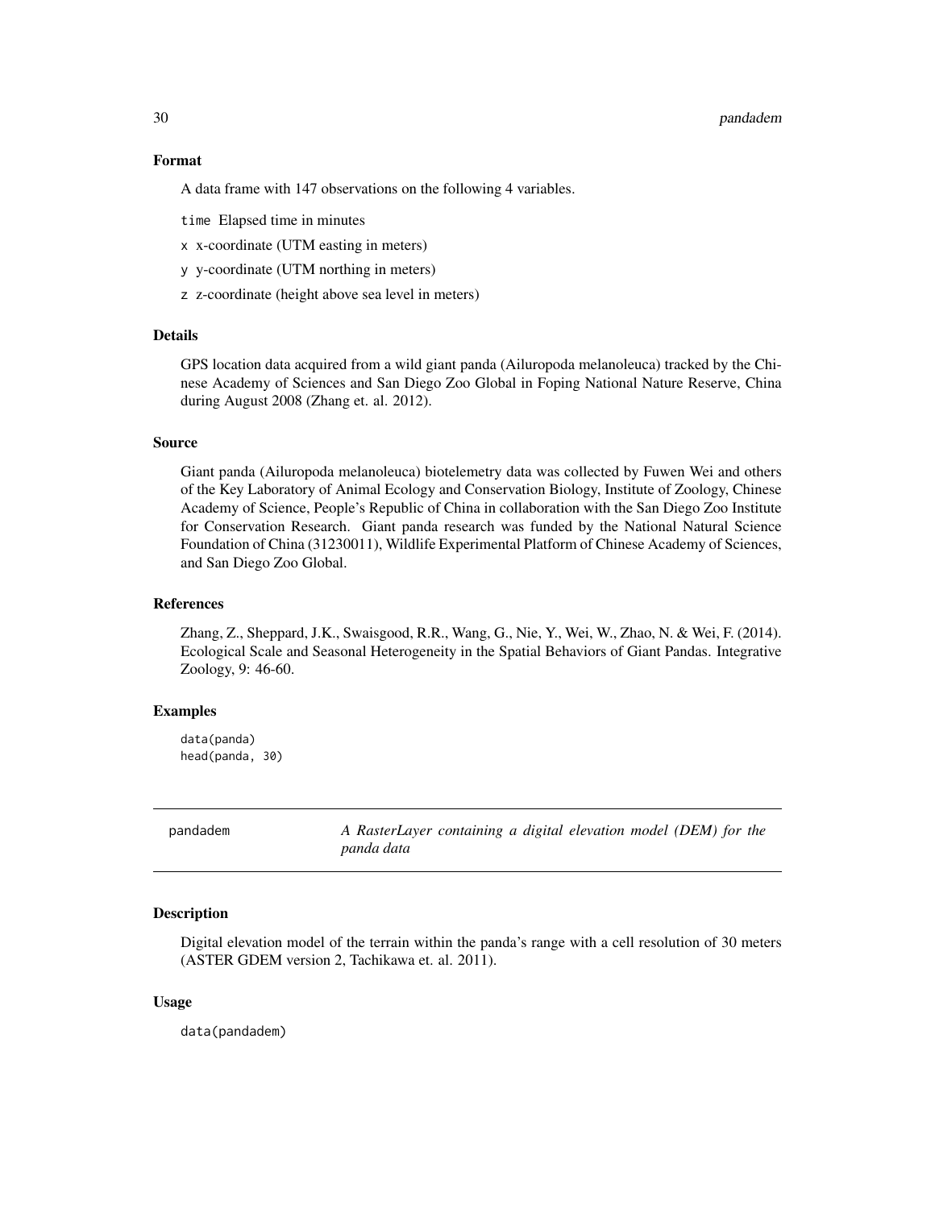### Format

A data frame with 147 observations on the following 4 variables.

- `time` Elapsed time in minutes
- `x` x-coordinate (UTM easting in meters)
- `y` y-coordinate (UTM northing in meters)
- `z` z-coordinate (height above sea level in meters)

### Details

GPS location data acquired from a wild giant panda (Ailuropoda melanoleuca) tracked by the Chinese Academy of Sciences and San Diego Zoo Global in Foping National Nature Reserve, China during August 2008 (Zhang et. al. 2012).

### Source

Giant panda (Ailuropoda melanoleuca) biotelemetry data was collected by Fuwen Wei and others of the Key Laboratory of Animal Ecology and Conservation Biology, Institute of Zoology, Chinese Academy of Science, People's Republic of China in collaboration with the San Diego Zoo Institute for Conservation Research. Giant panda research was funded by the National Natural Science Foundation of China (31230011), Wildlife Experimental Platform of Chinese Academy of Sciences, and San Diego Zoo Global.

### References

Zhang, Z., Sheppard, J.K., Swaisgood, R.R., Wang, G., Nie, Y., Wei, W., Zhao, N. & Wei, F. (2014). Ecological Scale and Seasonal Heterogeneity in the Spatial Behaviors of Giant Pandas. Integrative Zoology, 9: 46-60.

### Examples

```
data(panda)
head(panda, 30)
```

---

## pandadem — *A RasterLayer containing a digital elevation model (DEM) for the panda data*

---

### Description

Digital elevation model of the terrain within the panda's range with a cell resolution of 30 meters (ASTER GDEM version 2, Tachikawa et. al. 2011).

### Usage

```
data(pandadem)
```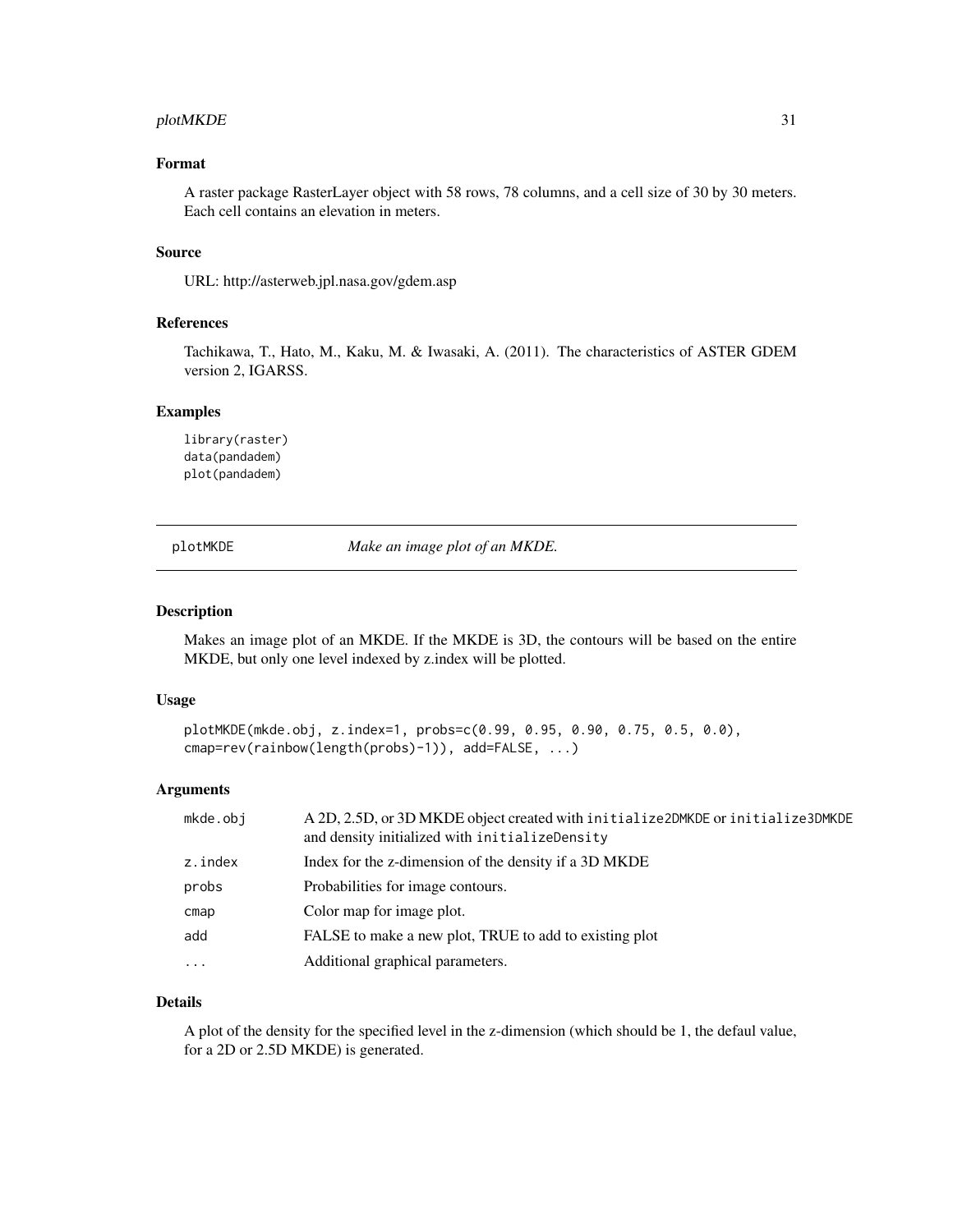### Format

A raster package RasterLayer object with 58 rows, 78 columns, and a cell size of 30 by 30 meters. Each cell contains an elevation in meters.

### Source

URL: http://asterweb.jpl.nasa.gov/gdem.asp

### References

Tachikawa, T., Hato, M., Kaku, M. & Iwasaki, A. (2011). The characteristics of ASTER GDEM version 2, IGARSS.

### Examples

```
library(raster)
data(pandadem)
plot(pandadem)
```

---

## plotMKDE *Make an image plot of an MKDE.*

---

### Description

Makes an image plot of an MKDE. If the MKDE is 3D, the contours will be based on the entire MKDE, but only one level indexed by z.index will be plotted.

### Usage

```
plotMKDE(mkde.obj, z.index=1, probs=c(0.99, 0.95, 0.90, 0.75, 0.5, 0.0),
cmap=rev(rainbow(length(probs)-1)), add=FALSE, ...)
```

### Arguments

| | |
|---|---|
| `mkde.obj` | A 2D, 2.5D, or 3D MKDE object created with `initialize2DMKDE` or `initialize3DMKDE` and density initialized with `initializeDensity` |
| `z.index` | Index for the z-dimension of the density if a 3D MKDE |
| `probs` | Probabilities for image contours. |
| `cmap` | Color map for image plot. |
| `add` | FALSE to make a new plot, TRUE to add to existing plot |
| `...` | Additional graphical parameters. |

### Details

A plot of the density for the specified level in the z-dimension (which should be 1, the defaul value, for a 2D or 2.5D MKDE) is generated.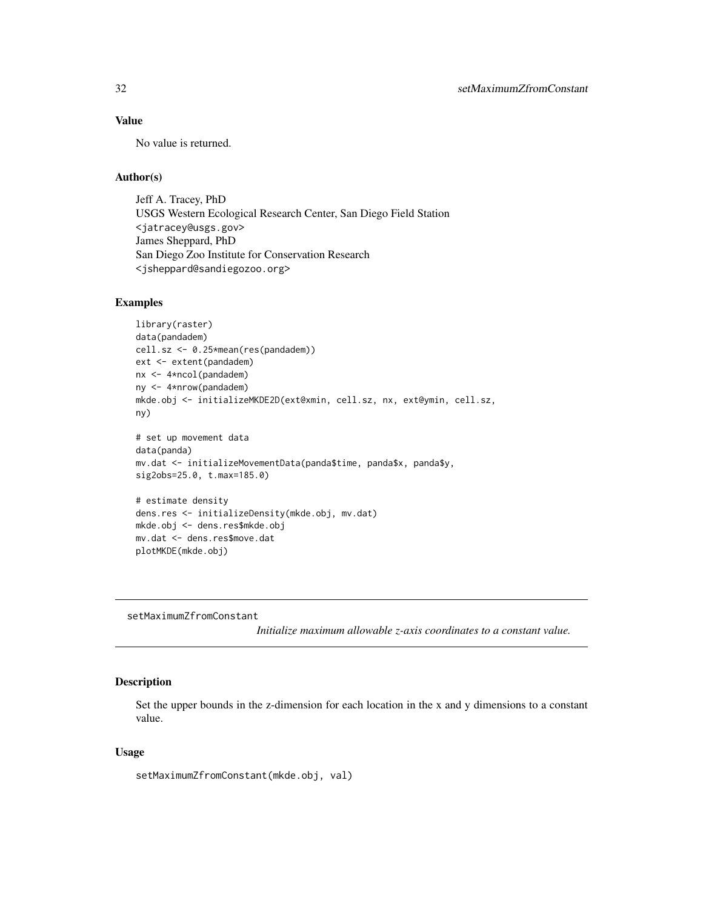## Value

No value is returned.

## Author(s)

Jeff A. Tracey, PhD
USGS Western Ecological Research Center, San Diego Field Station
<jatracey@usgs.gov>
James Sheppard, PhD
San Diego Zoo Institute for Conservation Research
<jsheppard@sandiegozoo.org>

## Examples

```
library(raster)
data(pandadem)
cell.sz <- 0.25*mean(res(pandadem))
ext <- extent(pandadem)
nx <- 4*ncol(pandadem)
ny <- 4*nrow(pandadem)
mkde.obj <- initializeMKDE2D(ext@xmin, cell.sz, nx, ext@ymin, cell.sz,
ny)

# set up movement data
data(panda)
mv.dat <- initializeMovementData(panda$time, panda$x, panda$y,
sig2obs=25.0, t.max=185.0)

# estimate density
dens.res <- initializeDensity(mkde.obj, mv.dat)
mkde.obj <- dens.res$mkde.obj
mv.dat <- dens.res$move.dat
plotMKDE(mkde.obj)
```

---

# setMaximumZfromConstant

*Initialize maximum allowable z-axis coordinates to a constant value.*

---

## Description

Set the upper bounds in the z-dimension for each location in the x and y dimensions to a constant value.

## Usage

```
setMaximumZfromConstant(mkde.obj, val)
```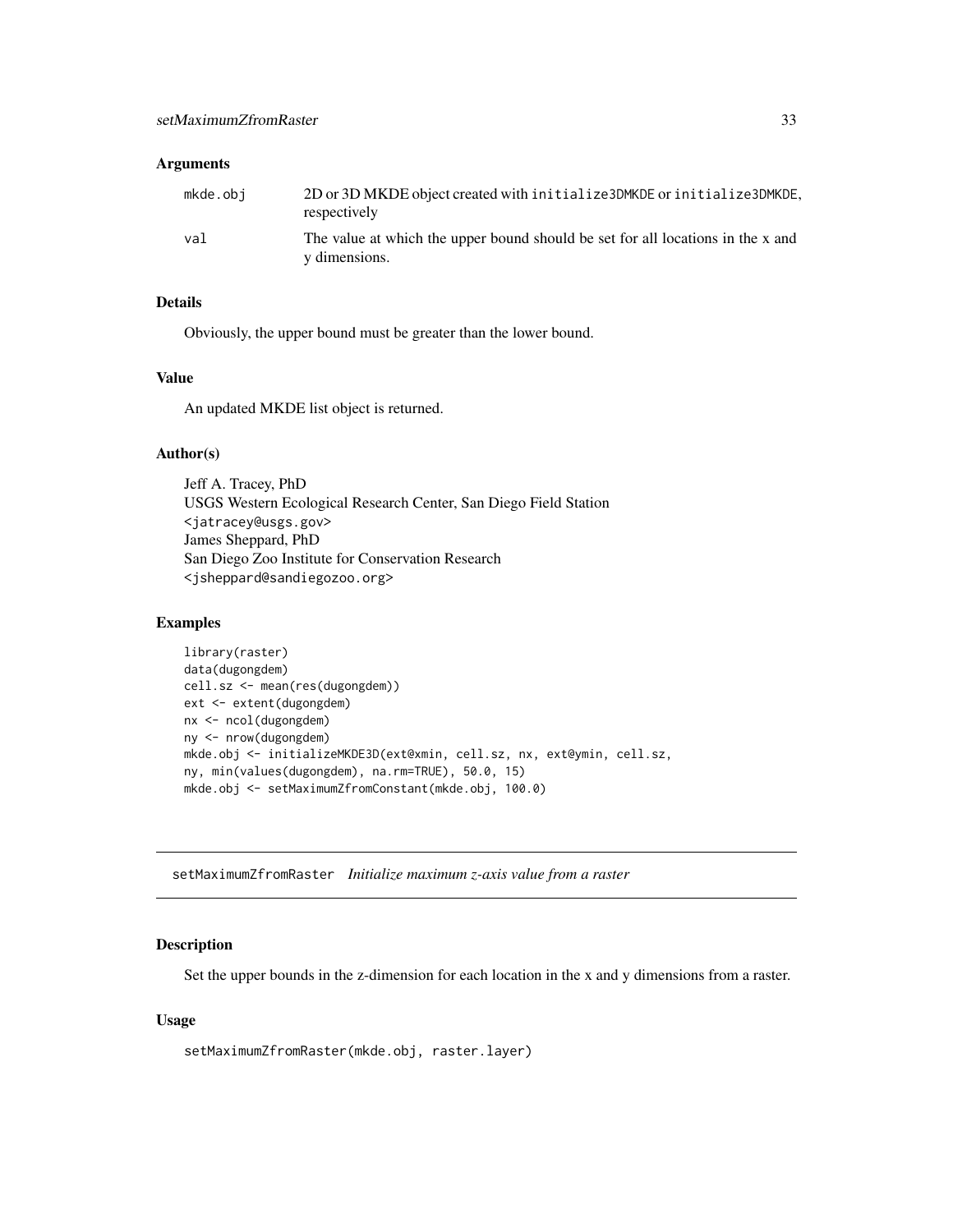### Arguments

| | |
|---|---|
| mkde.obj | 2D or 3D MKDE object created with `initialize3DMKDE` or `initialize3DMKDE`, respectively |
| val | The value at which the upper bound should be set for all locations in the x and y dimensions. |

### Details

Obviously, the upper bound must be greater than the lower bound.

### Value

An updated MKDE list object is returned.

### Author(s)

Jeff A. Tracey, PhD
USGS Western Ecological Research Center, San Diego Field Station
`<jatracey@usgs.gov>`
James Sheppard, PhD
San Diego Zoo Institute for Conservation Research
`<jsheppard@sandiegozoo.org>`

### Examples

```
library(raster)
data(dugongdem)
cell.sz <- mean(res(dugongdem))
ext <- extent(dugongdem)
nx <- ncol(dugongdem)
ny <- nrow(dugongdem)
mkde.obj <- initializeMKDE3D(ext@xmin, cell.sz, nx, ext@ymin, cell.sz,
ny, min(values(dugongdem), na.rm=TRUE), 50.0, 15)
mkde.obj <- setMaximumZfromConstant(mkde.obj, 100.0)
```

---

## setMaximumZfromRaster *Initialize maximum z-axis value from a raster*

---

### Description

Set the upper bounds in the z-dimension for each location in the x and y dimensions from a raster.

### Usage

```
setMaximumZfromRaster(mkde.obj, raster.layer)
```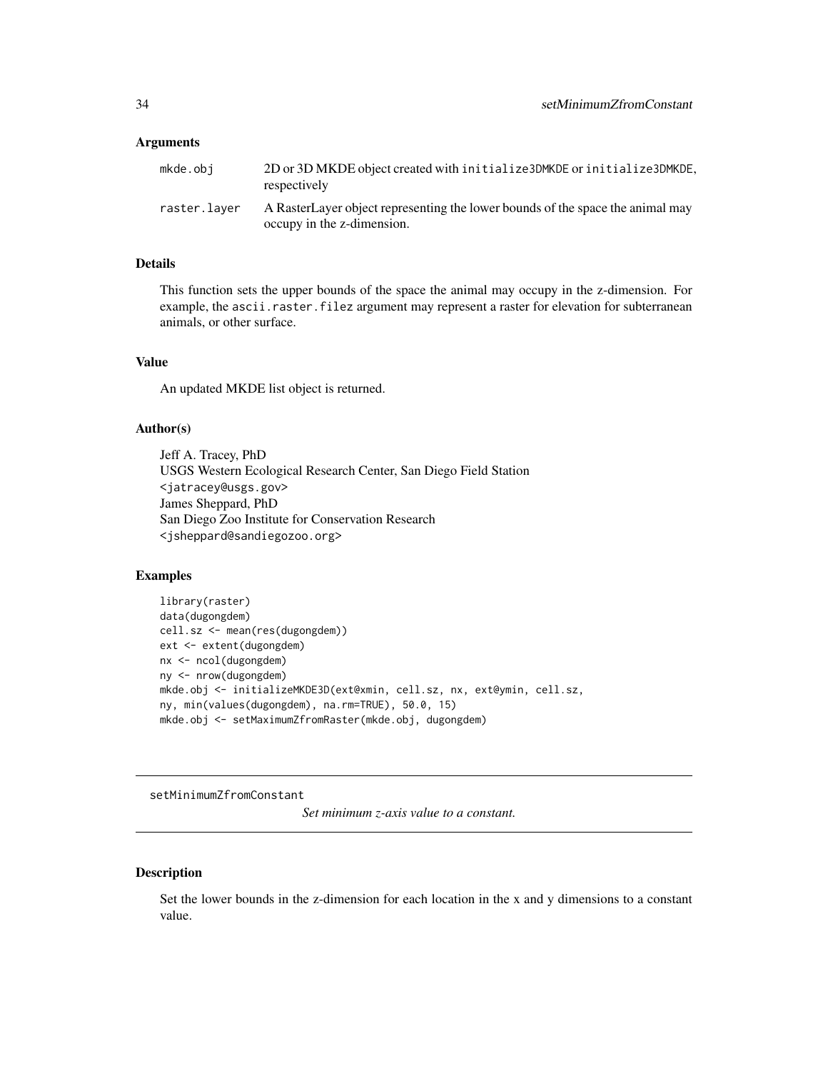## Arguments

| | |
|---|---|
| mkde.obj | 2D or 3D MKDE object created with initialize3DMKDE or initialize3DMKDE, respectively |
| raster.layer | A RasterLayer object representing the lower bounds of the space the animal may occupy in the z-dimension. |

## Details

This function sets the upper bounds of the space the animal may occupy in the z-dimension. For example, the ascii.raster.filez argument may represent a raster for elevation for subterranean animals, or other surface.

## Value

An updated MKDE list object is returned.

## Author(s)

Jeff A. Tracey, PhD
USGS Western Ecological Research Center, San Diego Field Station
<jatracey@usgs.gov>
James Sheppard, PhD
San Diego Zoo Institute for Conservation Research
<jsheppard@sandiegozoo.org>

## Examples

```
library(raster)
data(dugongdem)
cell.sz <- mean(res(dugongdem))
ext <- extent(dugongdem)
nx <- ncol(dugongdem)
ny <- nrow(dugongdem)
mkde.obj <- initializeMKDE3D(ext@xmin, cell.sz, nx, ext@ymin, cell.sz,
ny, min(values(dugongdem), na.rm=TRUE), 50.0, 15)
mkde.obj <- setMaximumZfromRaster(mkde.obj, dugongdem)
```

---

# setMinimumZfromConstant

*Set minimum z-axis value to a constant.*

---

## Description

Set the lower bounds in the z-dimension for each location in the x and y dimensions to a constant value.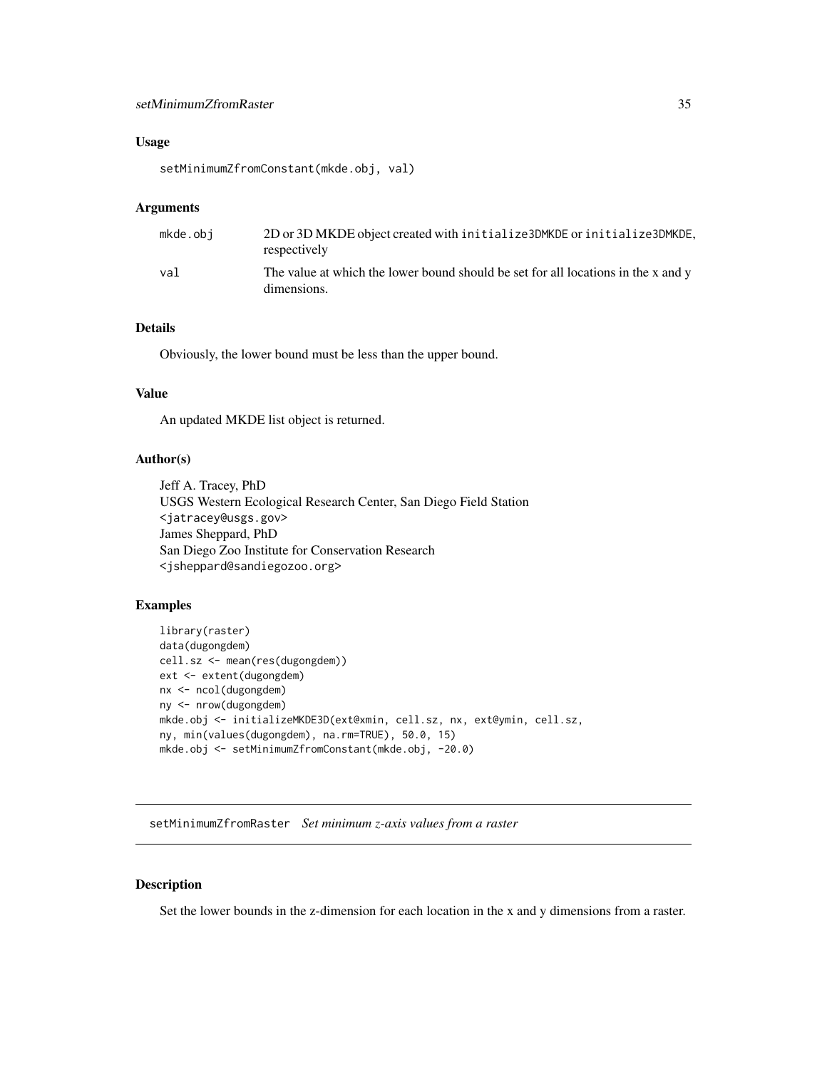### Usage

```
setMinimumZfromConstant(mkde.obj, val)
```

### Arguments

| | |
|---|---|
| mkde.obj | 2D or 3D MKDE object created with initialize3DMKDE or initialize3DMKDE, respectively |
| val | The value at which the lower bound should be set for all locations in the x and y dimensions. |

### Details

Obviously, the lower bound must be less than the upper bound.

### Value

An updated MKDE list object is returned.

### Author(s)

Jeff A. Tracey, PhD
USGS Western Ecological Research Center, San Diego Field Station
<jatracey@usgs.gov>
James Sheppard, PhD
San Diego Zoo Institute for Conservation Research
<jsheppard@sandiegozoo.org>

### Examples

```
library(raster)
data(dugongdem)
cell.sz <- mean(res(dugongdem))
ext <- extent(dugongdem)
nx <- ncol(dugongdem)
ny <- nrow(dugongdem)
mkde.obj <- initializeMKDE3D(ext@xmin, cell.sz, nx, ext@ymin, cell.sz,
ny, min(values(dugongdem), na.rm=TRUE), 50.0, 15)
mkde.obj <- setMinimumZfromConstant(mkde.obj, -20.0)
```

---

## setMinimumZfromRaster *Set minimum z-axis values from a raster*

### Description

Set the lower bounds in the z-dimension for each location in the x and y dimensions from a raster.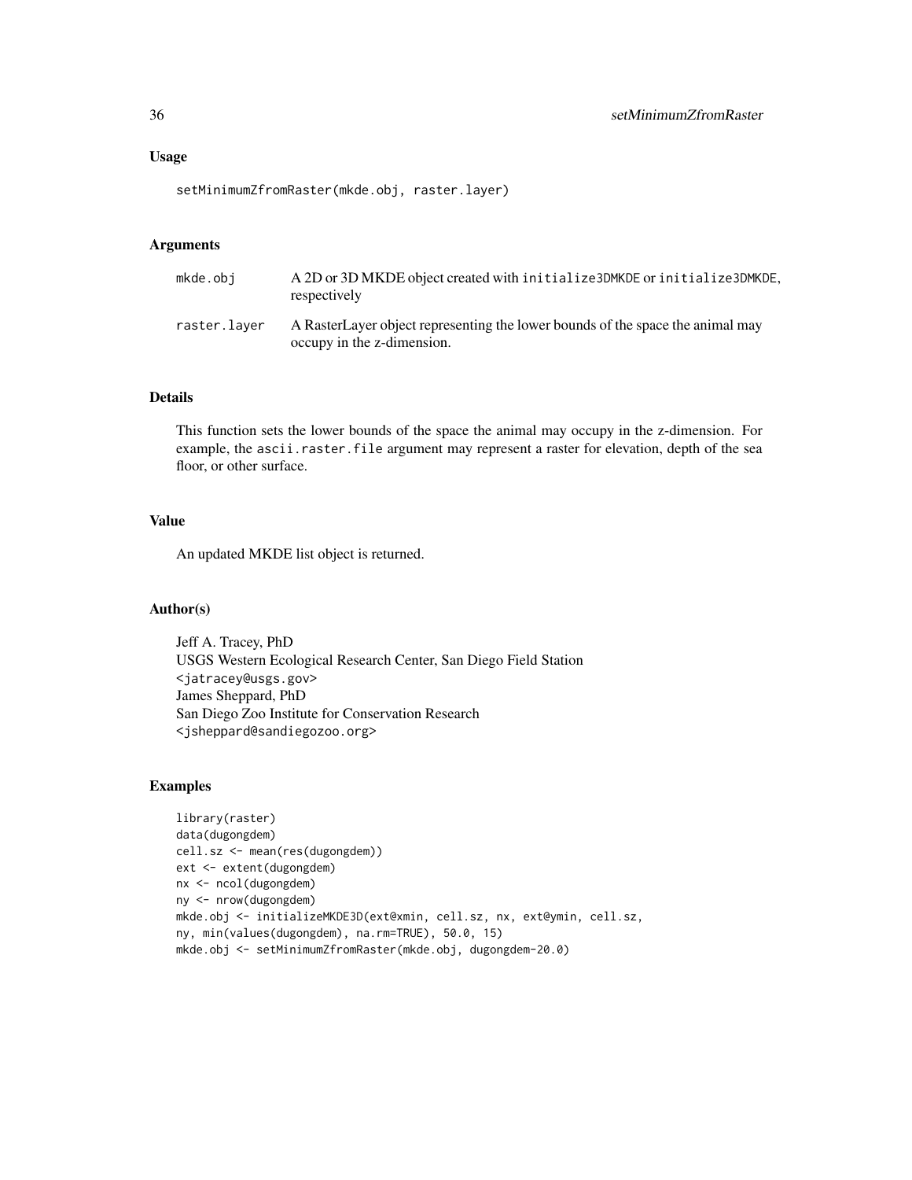## Usage

```
setMinimumZfromRaster(mkde.obj, raster.layer)
```

## Arguments

| | |
|---|---|
| mkde.obj | A 2D or 3D MKDE object created with initialize3DMKDE or initialize3DMKDE, respectively |
| raster.layer | A RasterLayer object representing the lower bounds of the space the animal may occupy in the z-dimension. |

## Details

This function sets the lower bounds of the space the animal may occupy in the z-dimension. For example, the `ascii.raster.file` argument may represent a raster for elevation, depth of the sea floor, or other surface.

## Value

An updated MKDE list object is returned.

## Author(s)

Jeff A. Tracey, PhD
USGS Western Ecological Research Center, San Diego Field Station
<jatracey@usgs.gov>
James Sheppard, PhD
San Diego Zoo Institute for Conservation Research
<jsheppard@sandiegozoo.org>

## Examples

```
library(raster)
data(dugongdem)
cell.sz <- mean(res(dugongdem))
ext <- extent(dugongdem)
nx <- ncol(dugongdem)
ny <- nrow(dugongdem)
mkde.obj <- initializeMKDE3D(ext@xmin, cell.sz, nx, ext@ymin, cell.sz,
ny, min(values(dugongdem), na.rm=TRUE), 50.0, 15)
mkde.obj <- setMinimumZfromRaster(mkde.obj, dugongdem-20.0)
```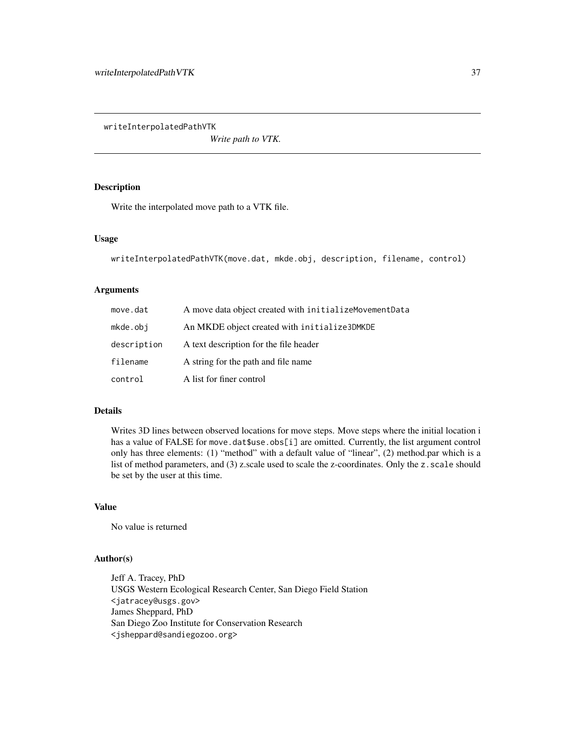## writeInterpolatedPathVTK

*Write path to VTK.*

### Description

Write the interpolated move path to a VTK file.

### Usage

```
writeInterpolatedPathVTK(move.dat, mkde.obj, description, filename, control)
```

### Arguments

| | |
|---|---|
| `move.dat` | A move data object created with `initializeMovementData` |
| `mkde.obj` | An MKDE object created with `initialize3DMKDE` |
| `description` | A text description for the file header |
| `filename` | A string for the path and file name |
| `control` | A list for finer control |

### Details

Writes 3D lines between observed locations for move steps. Move steps where the initial location i has a value of FALSE for `move.dat$use.obs[i]` are omitted. Currently, the list argument control only has three elements: (1) "method" with a default value of "linear", (2) method.par which is a list of method parameters, and (3) z.scale used to scale the z-coordinates. Only the `z.scale` should be set by the user at this time.

### Value

No value is returned

### Author(s)

Jeff A. Tracey, PhD
USGS Western Ecological Research Center, San Diego Field Station
`<jatracey@usgs.gov>`
James Sheppard, PhD
San Diego Zoo Institute for Conservation Research
`<jsheppard@sandiegozoo.org>`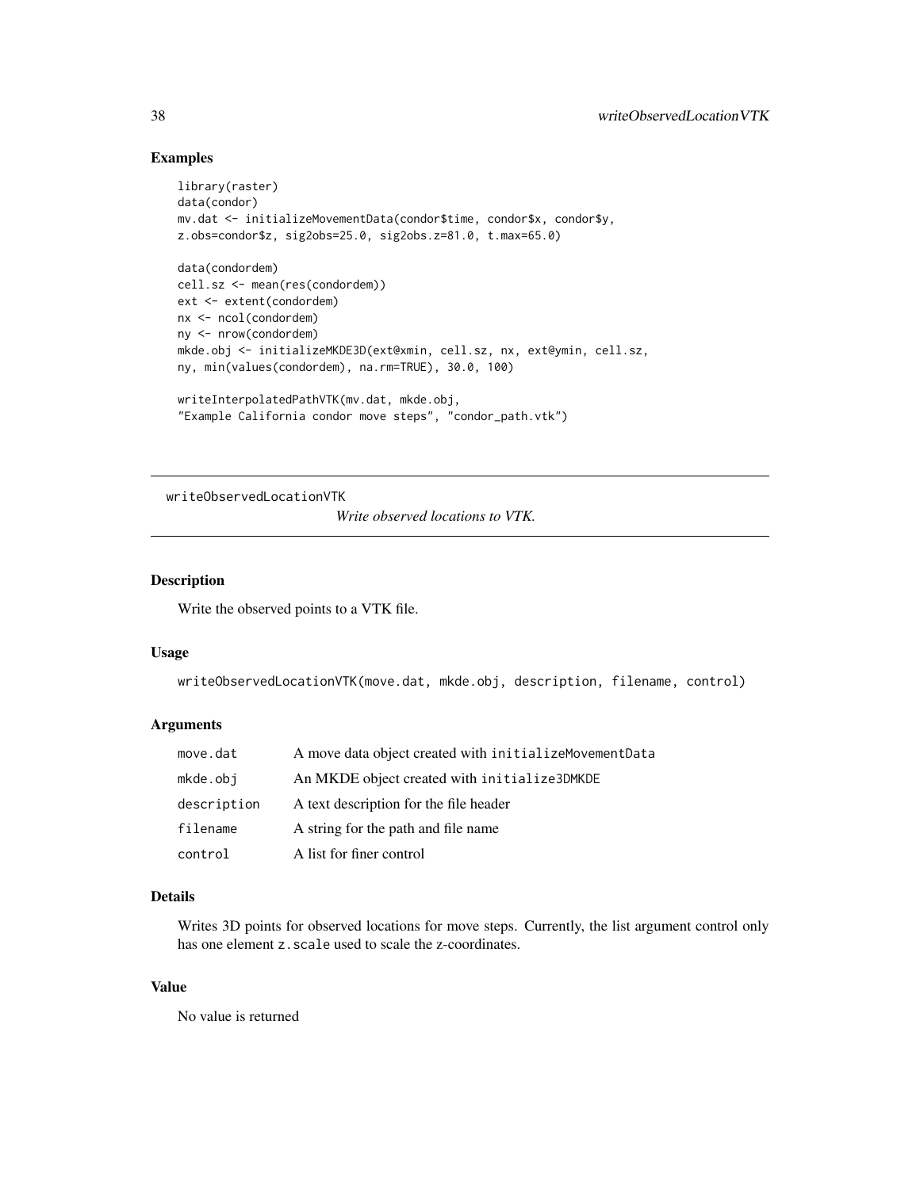## Examples

```
library(raster)
data(condor)
mv.dat <- initializeMovementData(condor$time, condor$x, condor$y,
z.obs=condor$z, sig2obs=25.0, sig2obs.z=81.0, t.max=65.0)

data(condordem)
cell.sz <- mean(res(condordem))
ext <- extent(condordem)
nx <- ncol(condordem)
ny <- nrow(condordem)
mkde.obj <- initializeMKDE3D(ext@xmin, cell.sz, nx, ext@ymin, cell.sz,
ny, min(values(condordem), na.rm=TRUE), 30.0, 100)

writeInterpolatedPathVTK(mv.dat, mkde.obj,
"Example California condor move steps", "condor_path.vtk")
```

---

# writeObservedLocationVTK

*Write observed locations to VTK.*

---

## Description

Write the observed points to a VTK file.

## Usage

```
writeObservedLocationVTK(move.dat, mkde.obj, description, filename, control)
```

## Arguments

| | |
|---|---|
| move.dat | A move data object created with `initializeMovementData` |
| mkde.obj | An MKDE object created with `initialize3DMKDE` |
| description | A text description for the file header |
| filename | A string for the path and file name |
| control | A list for finer control |

## Details

Writes 3D points for observed locations for move steps. Currently, the list argument control only has one element `z.scale` used to scale the z-coordinates.

## Value

No value is returned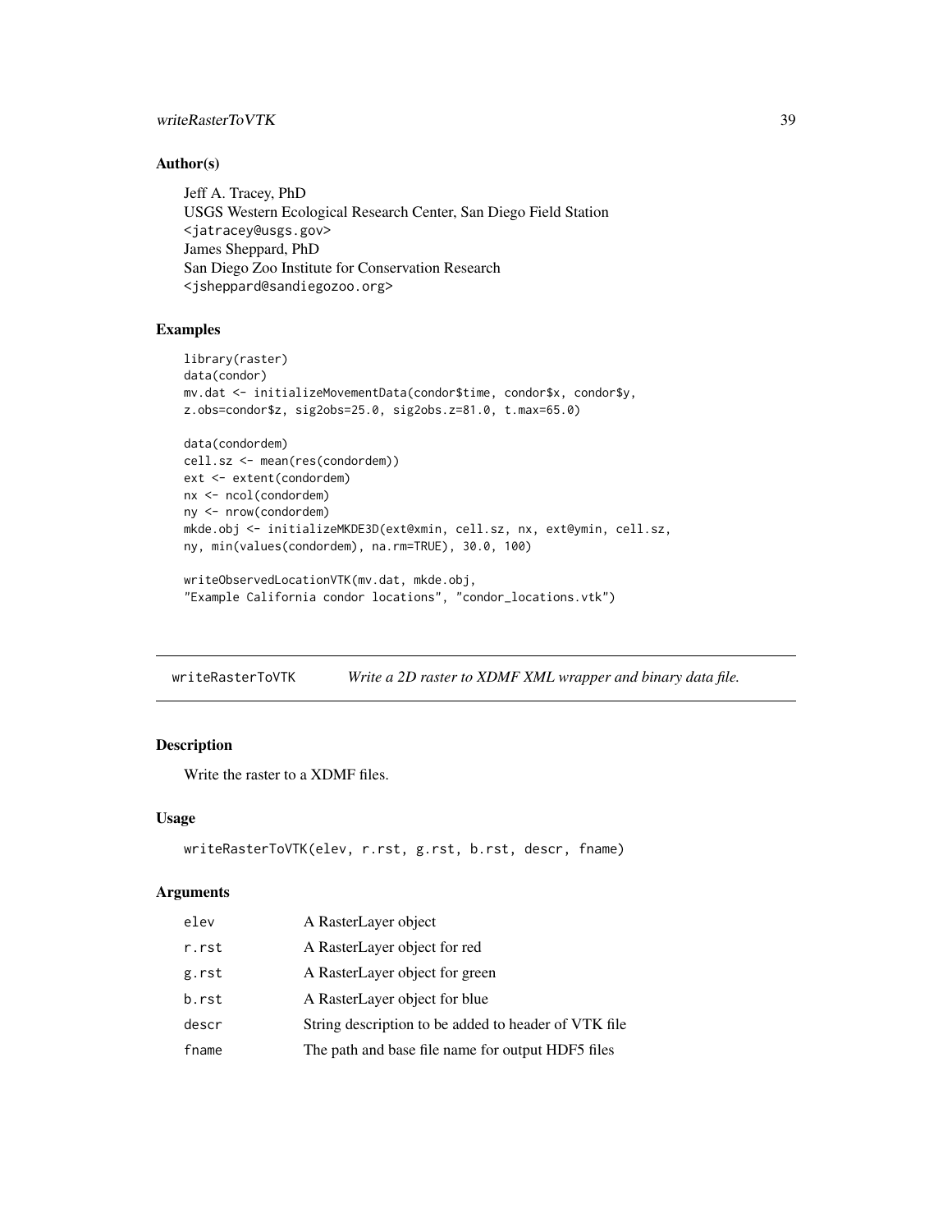### Author(s)

Jeff A. Tracey, PhD
USGS Western Ecological Research Center, San Diego Field Station
<jatracey@usgs.gov>
James Sheppard, PhD
San Diego Zoo Institute for Conservation Research
<jsheppard@sandiegozoo.org>

### Examples

```
library(raster)
data(condor)
mv.dat <- initializeMovementData(condor$time, condor$x, condor$y,
z.obs=condor$z, sig2obs=25.0, sig2obs.z=81.0, t.max=65.0)

data(condordem)
cell.sz <- mean(res(condordem))
ext <- extent(condordem)
nx <- ncol(condordem)
ny <- nrow(condordem)
mkde.obj <- initializeMKDE3D(ext@xmin, cell.sz, nx, ext@ymin, cell.sz,
ny, min(values(condordem), na.rm=TRUE), 30.0, 100)

writeObservedLocationVTK(mv.dat, mkde.obj,
"Example California condor locations", "condor_locations.vtk")
```

---

## writeRasterToVTK — *Write a 2D raster to XDMF XML wrapper and binary data file.*

---

### Description

Write the raster to a XDMF files.

### Usage

```
writeRasterToVTK(elev, r.rst, g.rst, b.rst, descr, fname)
```

### Arguments

| | |
|---|---|
| `elev` | A RasterLayer object |
| `r.rst` | A RasterLayer object for red |
| `g.rst` | A RasterLayer object for green |
| `b.rst` | A RasterLayer object for blue |
| `descr` | String description to be added to header of VTK file |
| `fname` | The path and base file name for output HDF5 files |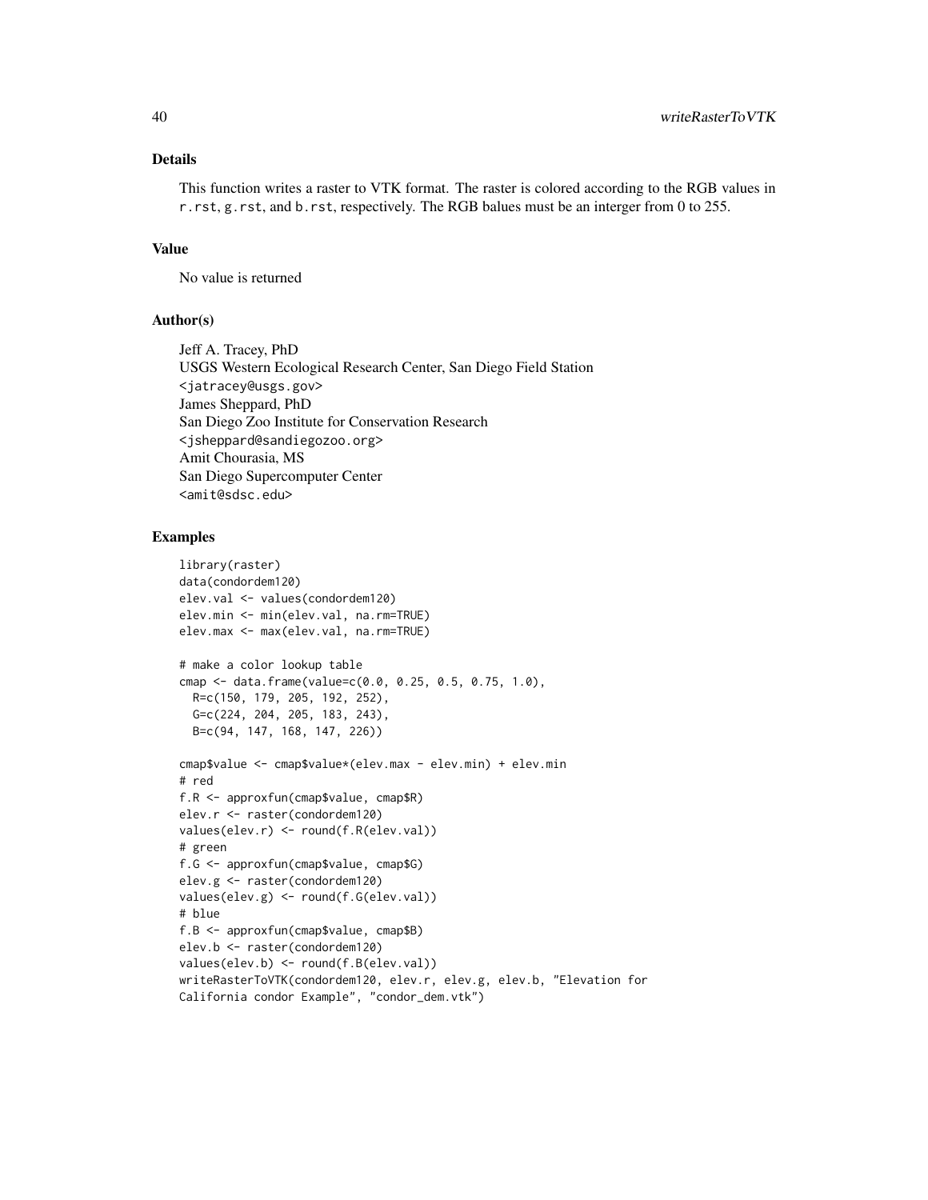## Details

This function writes a raster to VTK format. The raster is colored according to the RGB values in `r.rst`, `g.rst`, and `b.rst`, respectively. The RGB balues must be an interger from 0 to 255.

## Value

No value is returned

## Author(s)

Jeff A. Tracey, PhD
USGS Western Ecological Research Center, San Diego Field Station
<jatracey@usgs.gov>
James Sheppard, PhD
San Diego Zoo Institute for Conservation Research
<jsheppard@sandiegozoo.org>
Amit Chourasia, MS
San Diego Supercomputer Center
<amit@sdsc.edu>

## Examples

```
library(raster)
data(condordem120)
elev.val <- values(condordem120)
elev.min <- min(elev.val, na.rm=TRUE)
elev.max <- max(elev.val, na.rm=TRUE)

# make a color lookup table
cmap <- data.frame(value=c(0.0, 0.25, 0.5, 0.75, 1.0),
  R=c(150, 179, 205, 192, 252),
  G=c(224, 204, 205, 183, 243),
  B=c(94, 147, 168, 147, 226))

cmap$value <- cmap$value*(elev.max - elev.min) + elev.min
# red
f.R <- approxfun(cmap$value, cmap$R)
elev.r <- raster(condordem120)
values(elev.r) <- round(f.R(elev.val))
# green
f.G <- approxfun(cmap$value, cmap$G)
elev.g <- raster(condordem120)
values(elev.g) <- round(f.G(elev.val))
# blue
f.B <- approxfun(cmap$value, cmap$B)
elev.b <- raster(condordem120)
values(elev.b) <- round(f.B(elev.val))
writeRasterToVTK(condordem120, elev.r, elev.g, elev.b, "Elevation for
California condor Example", "condor_dem.vtk")
```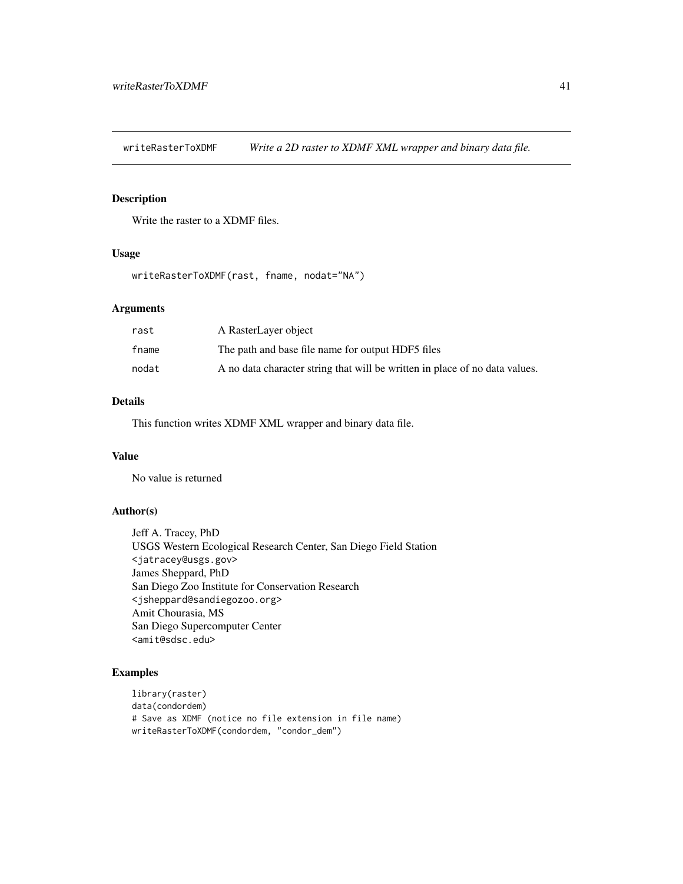writeRasterToXDMF *Write a 2D raster to XDMF XML wrapper and binary data file.*

## Description

Write the raster to a XDMF files.

## Usage

```
writeRasterToXDMF(rast, fname, nodat="NA")
```

## Arguments

| | |
|---|---|
| rast | A RasterLayer object |
| fname | The path and base file name for output HDF5 files |
| nodat | A no data character string that will be written in place of no data values. |

## Details

This function writes XDMF XML wrapper and binary data file.

## Value

No value is returned

## Author(s)

Jeff A. Tracey, PhD
USGS Western Ecological Research Center, San Diego Field Station
<jatracey@usgs.gov>
James Sheppard, PhD
San Diego Zoo Institute for Conservation Research
<jsheppard@sandiegozoo.org>
Amit Chourasia, MS
San Diego Supercomputer Center
<amit@sdsc.edu>

## Examples

```
library(raster)
data(condordem)
# Save as XDMF (notice no file extension in file name)
writeRasterToXDMF(condordem, "condor_dem")
```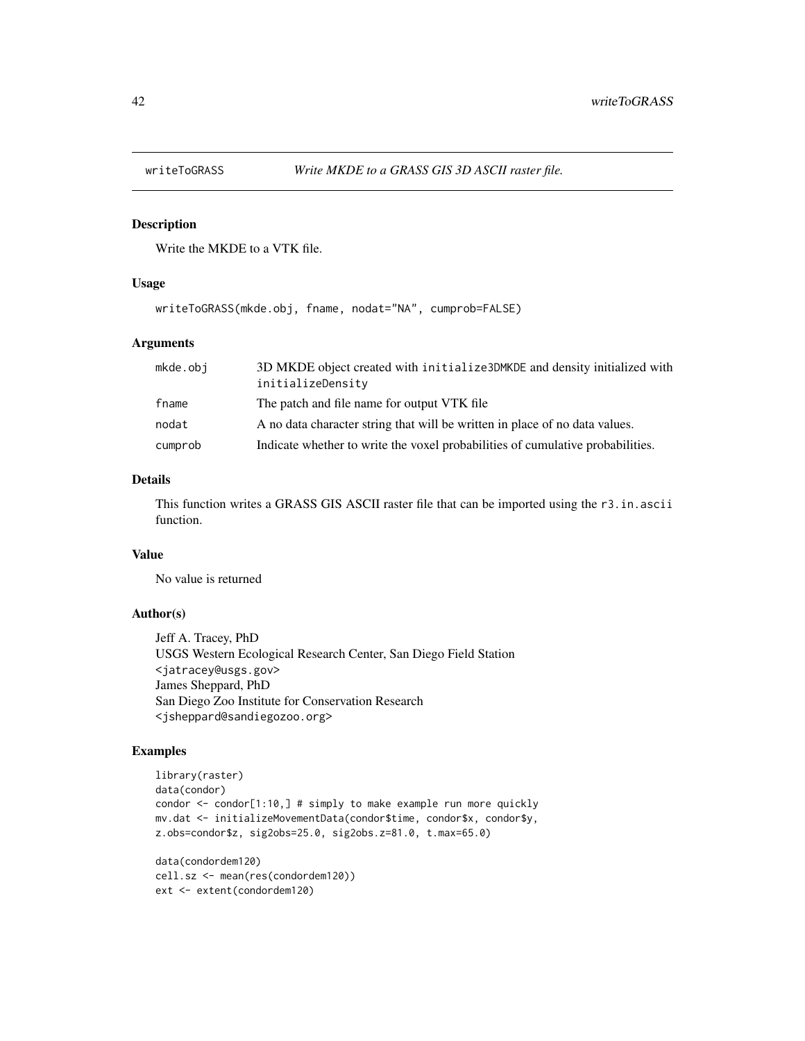## writeToGRASS — *Write MKDE to a GRASS GIS 3D ASCII raster file.*

### Description

Write the MKDE to a VTK file.

### Usage

```
writeToGRASS(mkde.obj, fname, nodat="NA", cumprob=FALSE)
```

### Arguments

| | |
|---|---|
| mkde.obj | 3D MKDE object created with `initialize3DMKDE` and density initialized with `initializeDensity` |
| fname | The patch and file name for output VTK file |
| nodat | A no data character string that will be written in place of no data values. |
| cumprob | Indicate whether to write the voxel probabilities of cumulative probabilities. |

### Details

This function writes a GRASS GIS ASCII raster file that can be imported using the `r3.in.ascii` function.

### Value

No value is returned

### Author(s)

Jeff A. Tracey, PhD
USGS Western Ecological Research Center, San Diego Field Station
<jatracey@usgs.gov>
James Sheppard, PhD
San Diego Zoo Institute for Conservation Research
<jsheppard@sandiegozoo.org>

### Examples

```
library(raster)
data(condor)
condor <- condor[1:10,] # simply to make example run more quickly
mv.dat <- initializeMovementData(condor$time, condor$x, condor$y,
z.obs=condor$z, sig2obs=25.0, sig2obs.z=81.0, t.max=65.0)

data(condordem120)
cell.sz <- mean(res(condordem120))
ext <- extent(condordem120)
```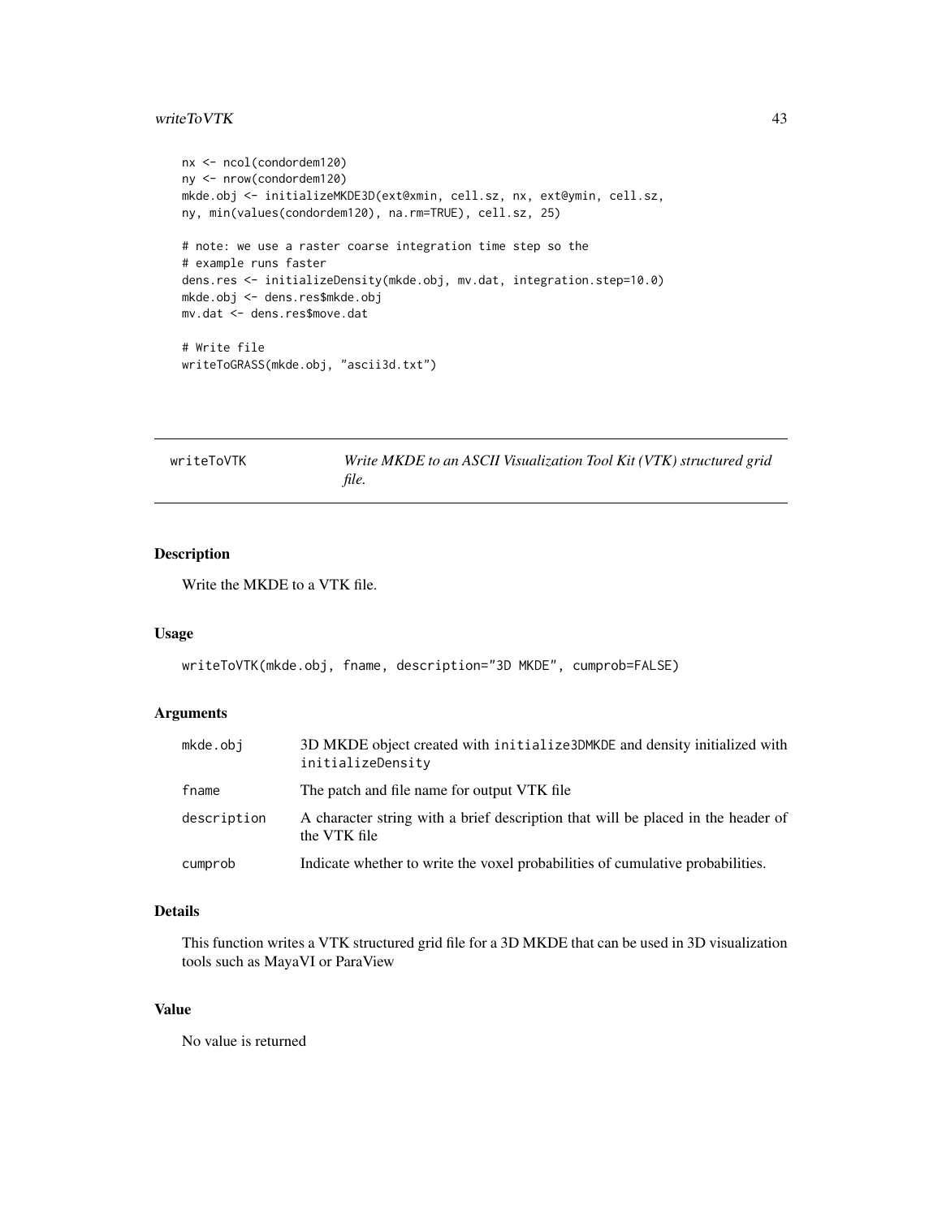```
nx <- ncol(condordem120)
ny <- nrow(condordem120)
mkde.obj <- initializeMKDE3D(ext@xmin, cell.sz, nx, ext@ymin, cell.sz,
ny, min(values(condordem120), na.rm=TRUE), cell.sz, 25)

# note: we use a raster coarse integration time step so the
# example runs faster
dens.res <- initializeDensity(mkde.obj, mv.dat, integration.step=10.0)
mkde.obj <- dens.res$mkde.obj
mv.dat <- dens.res$move.dat

# Write file
writeToGRASS(mkde.obj, "ascii3d.txt")
```

---

## writeToVTK — *Write MKDE to an ASCII Visualization Tool Kit (VTK) structured grid file.*

---

### Description

Write the MKDE to a VTK file.

### Usage

```
writeToVTK(mkde.obj, fname, description="3D MKDE", cumprob=FALSE)
```

### Arguments

| | |
|---|---|
| `mkde.obj` | 3D MKDE object created with `initialize3DMKDE` and density initialized with `initializeDensity` |
| `fname` | The patch and file name for output VTK file |
| `description` | A character string with a brief description that will be placed in the header of the VTK file |
| `cumprob` | Indicate whether to write the voxel probabilities of cumulative probabilities. |

### Details

This function writes a VTK structured grid file for a 3D MKDE that can be used in 3D visualization tools such as MayaVI or ParaView

### Value

No value is returned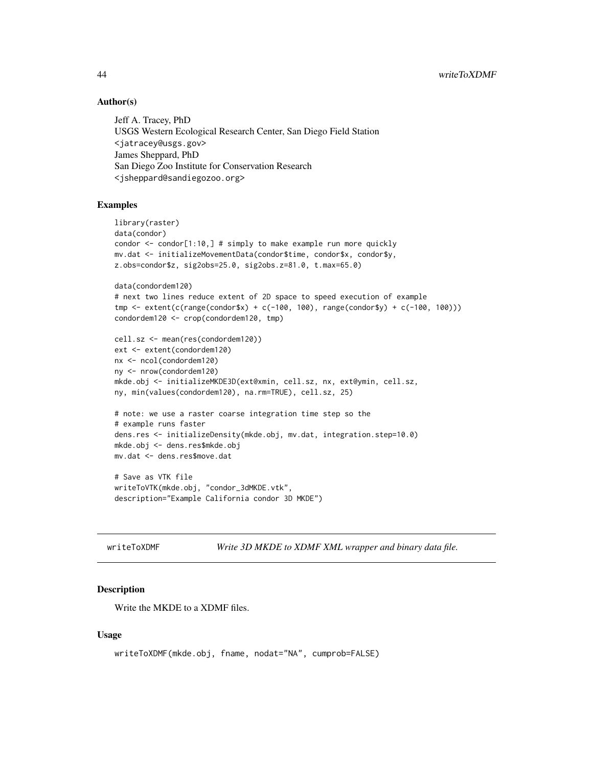### Author(s)

Jeff A. Tracey, PhD
USGS Western Ecological Research Center, San Diego Field Station
<jatracey@usgs.gov>
James Sheppard, PhD
San Diego Zoo Institute for Conservation Research
<jsheppard@sandiegozoo.org>

### Examples

```
library(raster)
data(condor)
condor <- condor[1:10,] # simply to make example run more quickly
mv.dat <- initializeMovementData(condor$time, condor$x, condor$y,
z.obs=condor$z, sig2obs=25.0, sig2obs.z=81.0, t.max=65.0)

data(condordem120)
# next two lines reduce extent of 2D space to speed execution of example
tmp <- extent(c(range(condor$x) + c(-100, 100), range(condor$y) + c(-100, 100)))
condordem120 <- crop(condordem120, tmp)

cell.sz <- mean(res(condordem120))
ext <- extent(condordem120)
nx <- ncol(condordem120)
ny <- nrow(condordem120)
mkde.obj <- initializeMKDE3D(ext@xmin, cell.sz, nx, ext@ymin, cell.sz,
ny, min(values(condordem120), na.rm=TRUE), cell.sz, 25)

# note: we use a raster coarse integration time step so the
# example runs faster
dens.res <- initializeDensity(mkde.obj, mv.dat, integration.step=10.0)
mkde.obj <- dens.res$mkde.obj
mv.dat <- dens.res$move.dat

# Save as VTK file
writeToVTK(mkde.obj, "condor_3dMKDE.vtk",
description="Example California condor 3D MKDE")
```

---

## writeToXDMF — *Write 3D MKDE to XDMF XML wrapper and binary data file.*

---

### Description

Write the MKDE to a XDMF files.

### Usage

```
writeToXDMF(mkde.obj, fname, nodat="NA", cumprob=FALSE)
```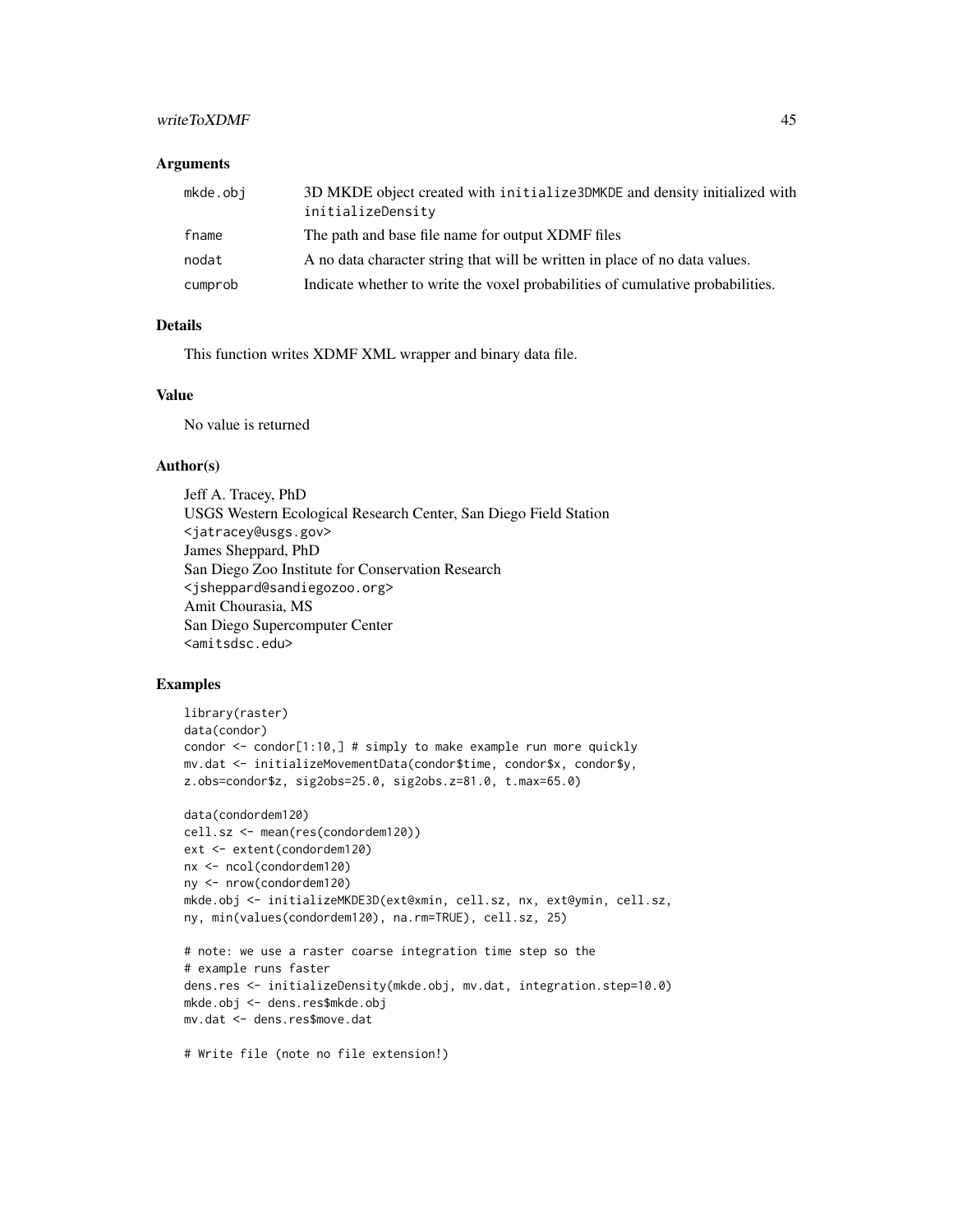## Arguments

| | |
|---|---|
| `mkde.obj` | 3D MKDE object created with `initialize3DMKDE` and density initialized with `initializeDensity` |
| `fname` | The path and base file name for output XDMF files |
| `nodat` | A no data character string that will be written in place of no data values. |
| `cumprob` | Indicate whether to write the voxel probabilities of cumulative probabilities. |

## Details

This function writes XDMF XML wrapper and binary data file.

## Value

No value is returned

## Author(s)

Jeff A. Tracey, PhD
USGS Western Ecological Research Center, San Diego Field Station
`<jatracey@usgs.gov>`
James Sheppard, PhD
San Diego Zoo Institute for Conservation Research
`<jsheppard@sandiegozoo.org>`
Amit Chourasia, MS
San Diego Supercomputer Center
`<amitsdsc.edu>`

## Examples

```
library(raster)
data(condor)
condor <- condor[1:10,] # simply to make example run more quickly
mv.dat <- initializeMovementData(condor$time, condor$x, condor$y,
z.obs=condor$z, sig2obs=25.0, sig2obs.z=81.0, t.max=65.0)

data(condordem120)
cell.sz <- mean(res(condordem120))
ext <- extent(condordem120)
nx <- ncol(condordem120)
ny <- nrow(condordem120)
mkde.obj <- initializeMKDE3D(ext@xmin, cell.sz, nx, ext@ymin, cell.sz,
ny, min(values(condordem120), na.rm=TRUE), cell.sz, 25)

# note: we use a raster coarse integration time step so the
# example runs faster
dens.res <- initializeDensity(mkde.obj, mv.dat, integration.step=10.0)
mkde.obj <- dens.res$mkde.obj
mv.dat <- dens.res$move.dat

# Write file (note no file extension!)
```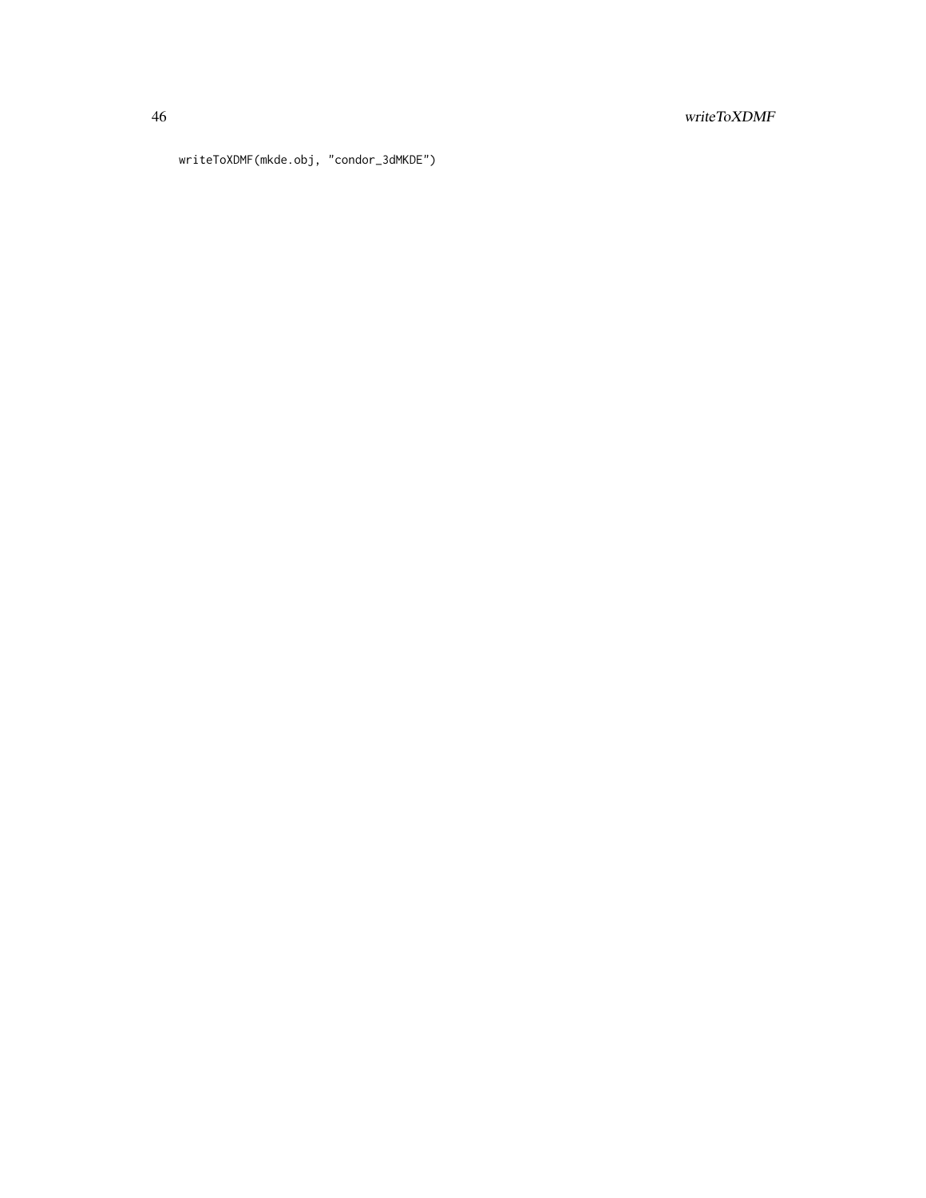```
writeToXDMF(mkde.obj, "condor_3dMKDE")
```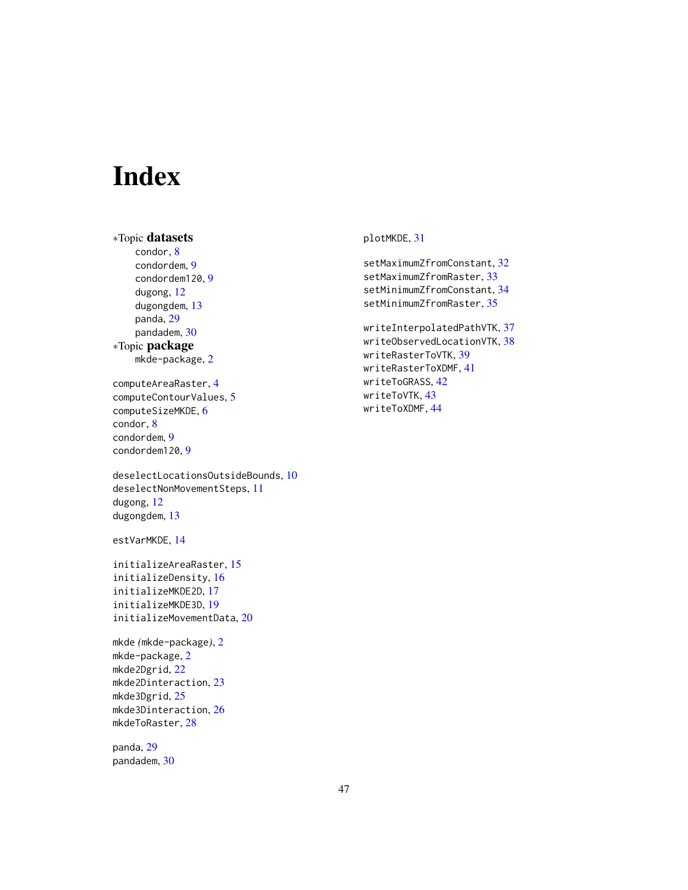# Index

∗Topic **datasets**
- condor, 8
- condordem, 9
- condordem120, 9
- dugong, 12
- dugongdem, 13
- panda, 29
- pandadem, 30

∗Topic **package**
- mkde-package, 2

computeAreaRaster, 4
computeContourValues, 5
computeSizeMKDE, 6
condor, 8
condordem, 9
condordem120, 9

deselectLocationsOutsideBounds, 10
deselectNonMovementSteps, 11
dugong, 12
dugongdem, 13

estVarMKDE, 14

initializeAreaRaster, 15
initializeDensity, 16
initializeMKDE2D, 17
initializeMKDE3D, 19
initializeMovementData, 20

mkde *(mkde-package)*, 2
mkde-package, 2
mkde2Dgrid, 22
mkde2Dinteraction, 23
mkde3Dgrid, 25
mkde3Dinteraction, 26
mkdeToRaster, 28

panda, 29
pandadem, 30
plotMKDE, 31

setMaximumZfromConstant, 32
setMaximumZfromRaster, 33
setMinimumZfromConstant, 34
setMinimumZfromRaster, 35

writeInterpolatedPathVTK, 37
writeObservedLocationVTK, 38
writeRasterToVTK, 39
writeRasterToXDMF, 41
writeToGRASS, 42
writeToVTK, 43
writeToXDMF, 44